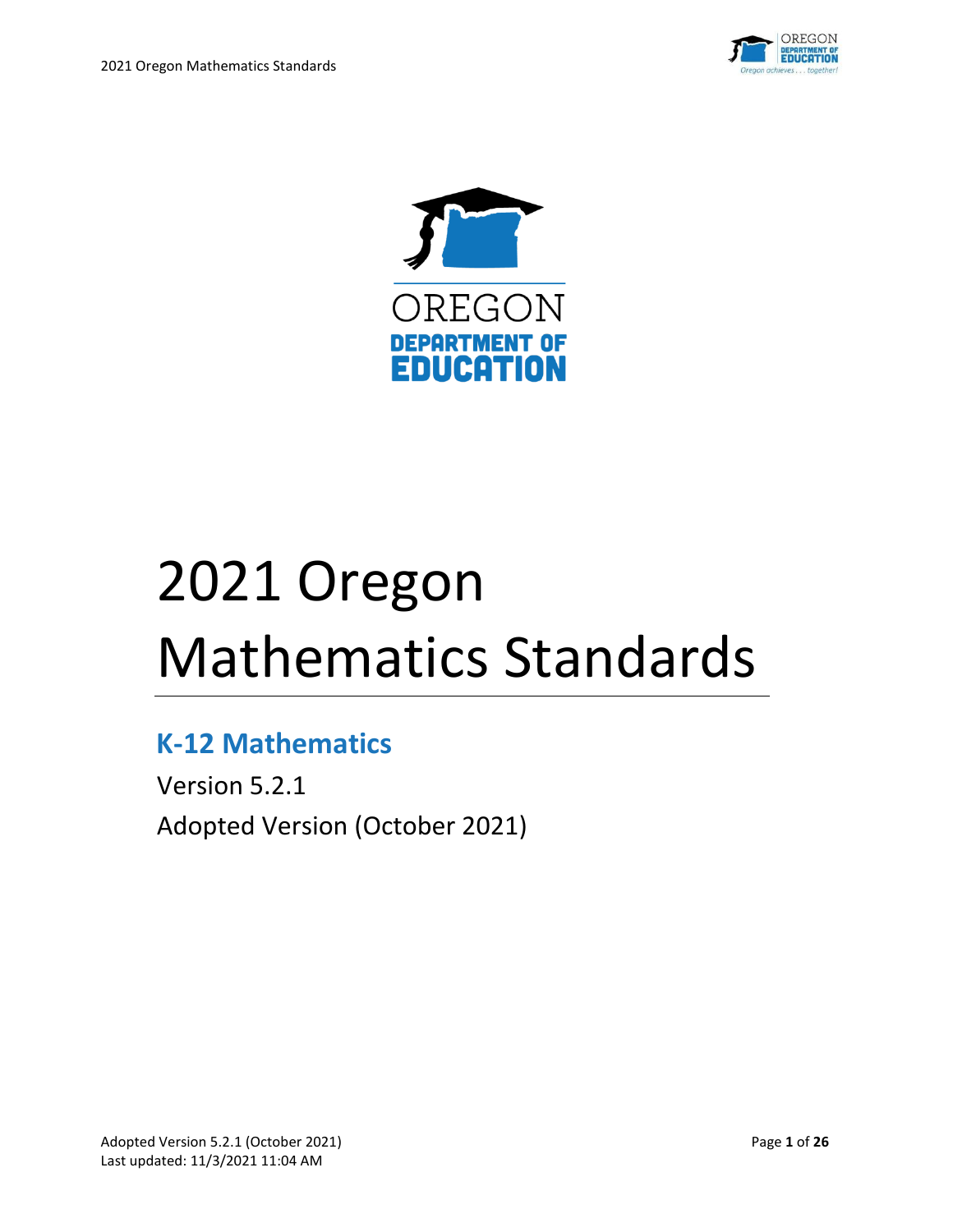# 2021 Oregon Mathematics Standards

## K-12 Mathematics

Version 5.2.1

Adopted Version (October 2021)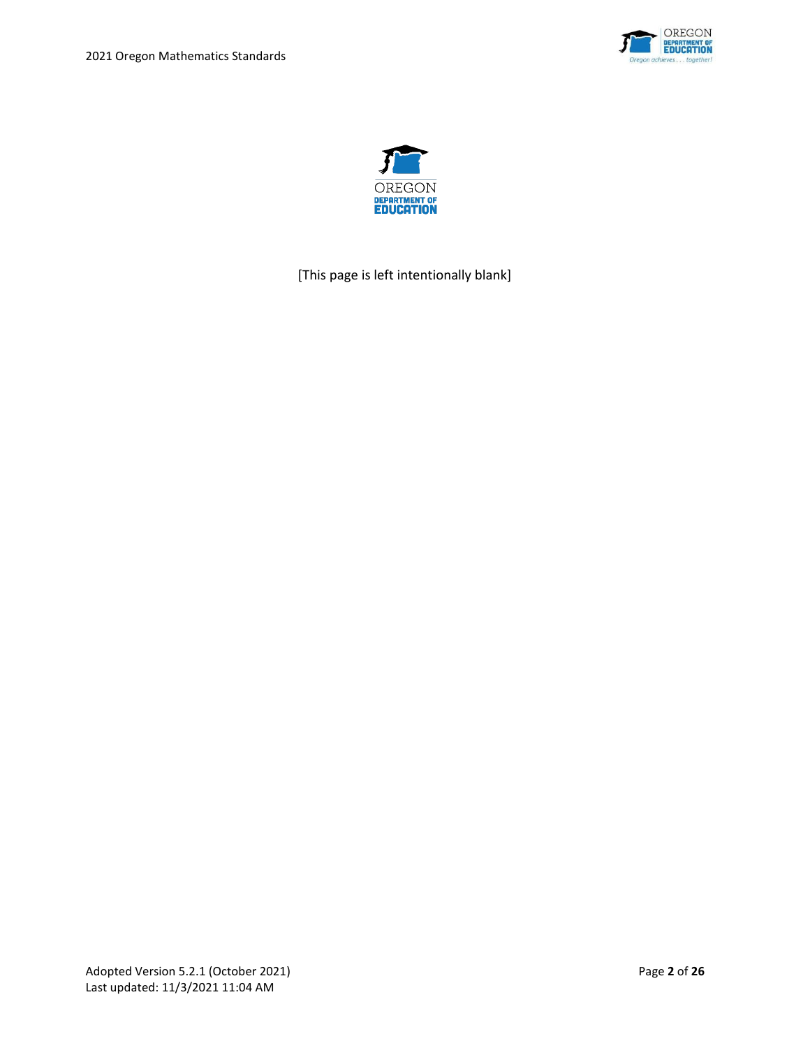OREGON
DEPARTMENT OF
EDUCATION

[This page is left intentionally blank]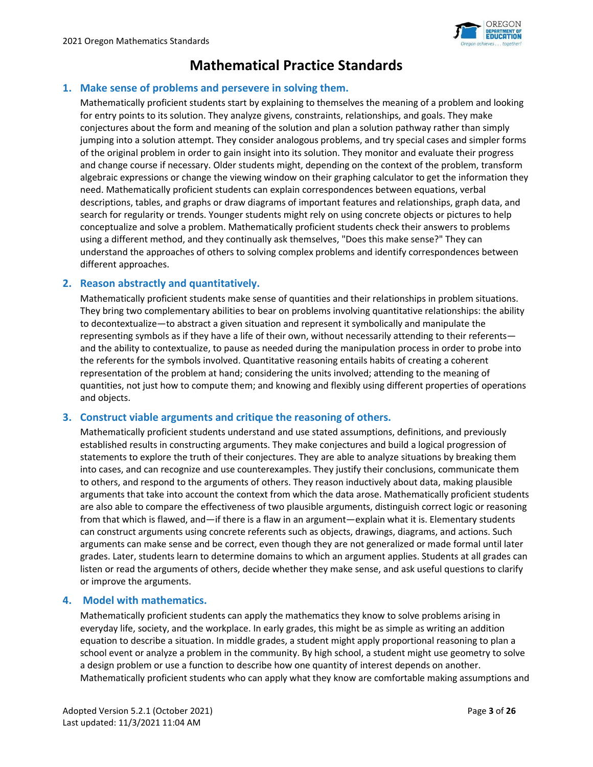# Mathematical Practice Standards

## 1. Make sense of problems and persevere in solving them.

Mathematically proficient students start by explaining to themselves the meaning of a problem and looking for entry points to its solution. They analyze givens, constraints, relationships, and goals. They make conjectures about the form and meaning of the solution and plan a solution pathway rather than simply jumping into a solution attempt. They consider analogous problems, and try special cases and simpler forms of the original problem in order to gain insight into its solution. They monitor and evaluate their progress and change course if necessary. Older students might, depending on the context of the problem, transform algebraic expressions or change the viewing window on their graphing calculator to get the information they need. Mathematically proficient students can explain correspondences between equations, verbal descriptions, tables, and graphs or draw diagrams of important features and relationships, graph data, and search for regularity or trends. Younger students might rely on using concrete objects or pictures to help conceptualize and solve a problem. Mathematically proficient students check their answers to problems using a different method, and they continually ask themselves, "Does this make sense?" They can understand the approaches of others to solving complex problems and identify correspondences between different approaches.

## 2. Reason abstractly and quantitatively.

Mathematically proficient students make sense of quantities and their relationships in problem situations. They bring two complementary abilities to bear on problems involving quantitative relationships: the ability to decontextualize—to abstract a given situation and represent it symbolically and manipulate the representing symbols as if they have a life of their own, without necessarily attending to their referents—and the ability to contextualize, to pause as needed during the manipulation process in order to probe into the referents for the symbols involved. Quantitative reasoning entails habits of creating a coherent representation of the problem at hand; considering the units involved; attending to the meaning of quantities, not just how to compute them; and knowing and flexibly using different properties of operations and objects.

## 3. Construct viable arguments and critique the reasoning of others.

Mathematically proficient students understand and use stated assumptions, definitions, and previously established results in constructing arguments. They make conjectures and build a logical progression of statements to explore the truth of their conjectures. They are able to analyze situations by breaking them into cases, and can recognize and use counterexamples. They justify their conclusions, communicate them to others, and respond to the arguments of others. They reason inductively about data, making plausible arguments that take into account the context from which the data arose. Mathematically proficient students are also able to compare the effectiveness of two plausible arguments, distinguish correct logic or reasoning from that which is flawed, and—if there is a flaw in an argument—explain what it is. Elementary students can construct arguments using concrete referents such as objects, drawings, diagrams, and actions. Such arguments can make sense and be correct, even though they are not generalized or made formal until later grades. Later, students learn to determine domains to which an argument applies. Students at all grades can listen or read the arguments of others, decide whether they make sense, and ask useful questions to clarify or improve the arguments.

## 4. Model with mathematics.

Mathematically proficient students can apply the mathematics they know to solve problems arising in everyday life, society, and the workplace. In early grades, this might be as simple as writing an addition equation to describe a situation. In middle grades, a student might apply proportional reasoning to plan a school event or analyze a problem in the community. By high school, a student might use geometry to solve a design problem or use a function to describe how one quantity of interest depends on another. Mathematically proficient students who can apply what they know are comfortable making assumptions and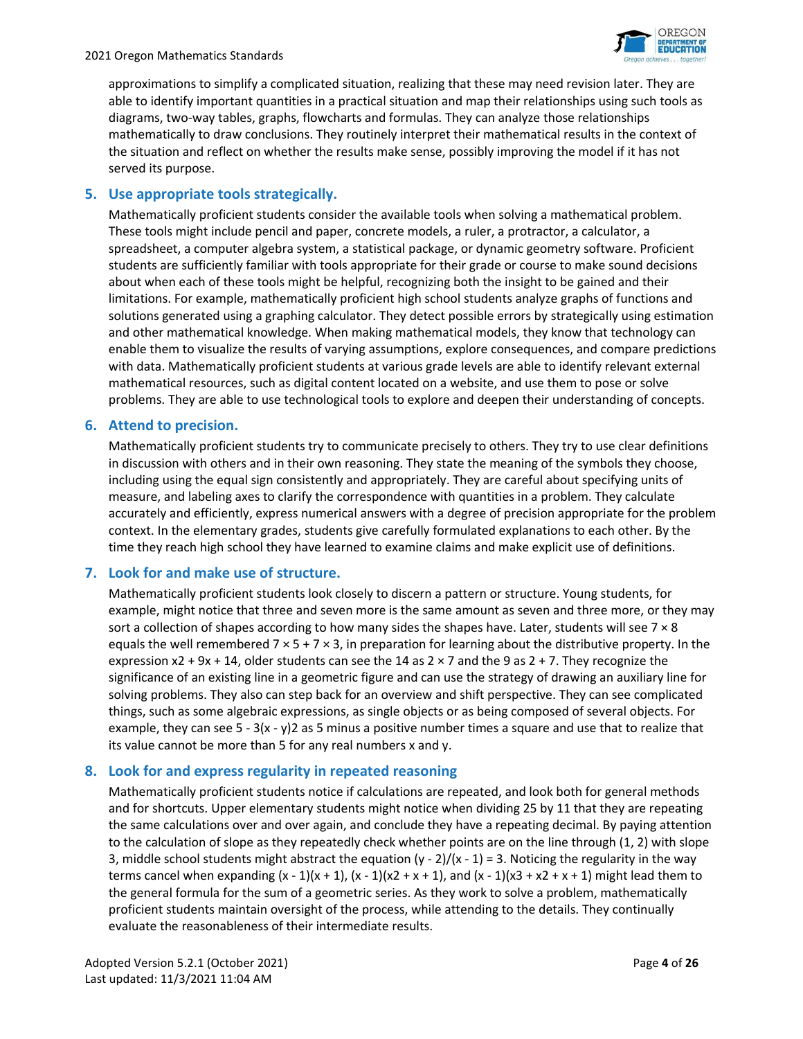approximations to simplify a complicated situation, realizing that these may need revision later. They are able to identify important quantities in a practical situation and map their relationships using such tools as diagrams, two-way tables, graphs, flowcharts and formulas. They can analyze those relationships mathematically to draw conclusions. They routinely interpret their mathematical results in the context of the situation and reflect on whether the results make sense, possibly improving the model if it has not served its purpose.

### 5. Use appropriate tools strategically.

Mathematically proficient students consider the available tools when solving a mathematical problem. These tools might include pencil and paper, concrete models, a ruler, a protractor, a calculator, a spreadsheet, a computer algebra system, a statistical package, or dynamic geometry software. Proficient students are sufficiently familiar with tools appropriate for their grade or course to make sound decisions about when each of these tools might be helpful, recognizing both the insight to be gained and their limitations. For example, mathematically proficient high school students analyze graphs of functions and solutions generated using a graphing calculator. They detect possible errors by strategically using estimation and other mathematical knowledge. When making mathematical models, they know that technology can enable them to visualize the results of varying assumptions, explore consequences, and compare predictions with data. Mathematically proficient students at various grade levels are able to identify relevant external mathematical resources, such as digital content located on a website, and use them to pose or solve problems. They are able to use technological tools to explore and deepen their understanding of concepts.

### 6. Attend to precision.

Mathematically proficient students try to communicate precisely to others. They try to use clear definitions in discussion with others and in their own reasoning. They state the meaning of the symbols they choose, including using the equal sign consistently and appropriately. They are careful about specifying units of measure, and labeling axes to clarify the correspondence with quantities in a problem. They calculate accurately and efficiently, express numerical answers with a degree of precision appropriate for the problem context. In the elementary grades, students give carefully formulated explanations to each other. By the time they reach high school they have learned to examine claims and make explicit use of definitions.

### 7. Look for and make use of structure.

Mathematically proficient students look closely to discern a pattern or structure. Young students, for example, might notice that three and seven more is the same amount as seven and three more, or they may sort a collection of shapes according to how many sides the shapes have. Later, students will see $7 \times 8$ equals the well remembered $7 \times 5 + 7 \times 3$, in preparation for learning about the distributive property. In the expression $x^2 + 9x + 14$, older students can see the 14 as $2 \times 7$ and the 9 as $2 + 7$. They recognize the significance of an existing line in a geometric figure and can use the strategy of drawing an auxiliary line for solving problems. They also can step back for an overview and shift perspective. They can see complicated things, such as some algebraic expressions, as single objects or as being composed of several objects. For example, they can see $5 - 3(x - y)^2$ as 5 minus a positive number times a square and use that to realize that its value cannot be more than 5 for any real numbers x and y.

### 8. Look for and express regularity in repeated reasoning

Mathematically proficient students notice if calculations are repeated, and look both for general methods and for shortcuts. Upper elementary students might notice when dividing 25 by 11 that they are repeating the same calculations over and over again, and conclude they have a repeating decimal. By paying attention to the calculation of slope as they repeatedly check whether points are on the line through (1, 2) with slope 3, middle school students might abstract the equation $(y - 2)/(x - 1) = 3$. Noticing the regularity in the way terms cancel when expanding $(x - 1)(x + 1)$, $(x - 1)(x^2 + x + 1)$, and $(x - 1)(x^3 + x^2 + x + 1)$ might lead them to the general formula for the sum of a geometric series. As they work to solve a problem, mathematically proficient students maintain oversight of the process, while attending to the details. They continually evaluate the reasonableness of their intermediate results.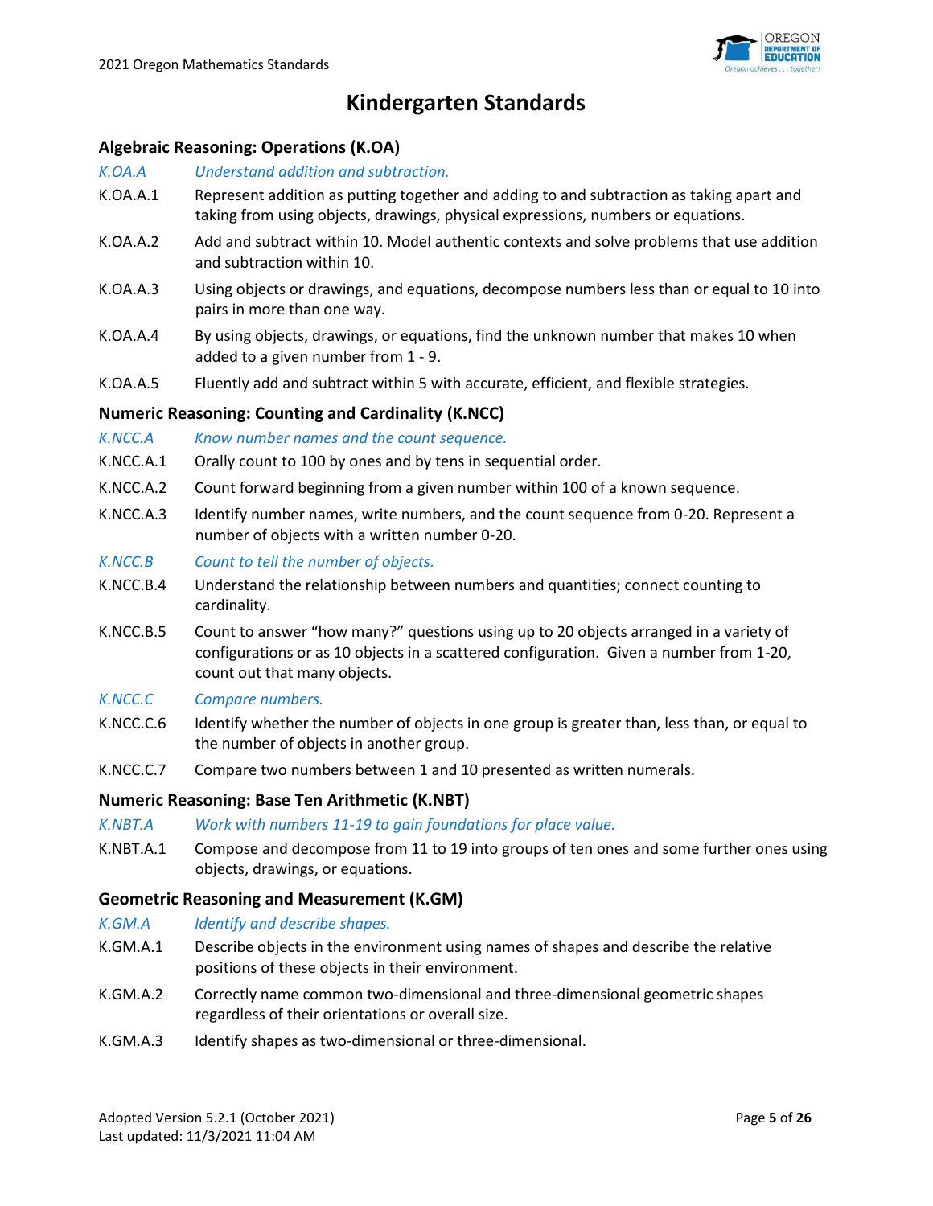# Kindergarten Standards

## Algebraic Reasoning: Operations (K.OA)

*K.OA.A Understand addition and subtraction.*

K.OA.A.1 Represent addition as putting together and adding to and subtraction as taking apart and taking from using objects, drawings, physical expressions, numbers or equations.

K.OA.A.2 Add and subtract within 10. Model authentic contexts and solve problems that use addition and subtraction within 10.

K.OA.A.3 Using objects or drawings, and equations, decompose numbers less than or equal to 10 into pairs in more than one way.

K.OA.A.4 By using objects, drawings, or equations, find the unknown number that makes 10 when added to a given number from 1 - 9.

K.OA.A.5 Fluently add and subtract within 5 with accurate, efficient, and flexible strategies.

## Numeric Reasoning: Counting and Cardinality (K.NCC)

*K.NCC.A Know number names and the count sequence.*

K.NCC.A.1 Orally count to 100 by ones and by tens in sequential order.

K.NCC.A.2 Count forward beginning from a given number within 100 of a known sequence.

K.NCC.A.3 Identify number names, write numbers, and the count sequence from 0-20. Represent a number of objects with a written number 0-20.

*K.NCC.B Count to tell the number of objects.*

K.NCC.B.4 Understand the relationship between numbers and quantities; connect counting to cardinality.

K.NCC.B.5 Count to answer "how many?" questions using up to 20 objects arranged in a variety of configurations or as 10 objects in a scattered configuration. Given a number from 1-20, count out that many objects.

*K.NCC.C Compare numbers.*

K.NCC.C.6 Identify whether the number of objects in one group is greater than, less than, or equal to the number of objects in another group.

K.NCC.C.7 Compare two numbers between 1 and 10 presented as written numerals.

## Numeric Reasoning: Base Ten Arithmetic (K.NBT)

*K.NBT.A Work with numbers 11-19 to gain foundations for place value.*

K.NBT.A.1 Compose and decompose from 11 to 19 into groups of ten ones and some further ones using objects, drawings, or equations.

## Geometric Reasoning and Measurement (K.GM)

*K.GM.A Identify and describe shapes.*

K.GM.A.1 Describe objects in the environment using names of shapes and describe the relative positions of these objects in their environment.

K.GM.A.2 Correctly name common two-dimensional and three-dimensional geometric shapes regardless of their orientations or overall size.

K.GM.A.3 Identify shapes as two-dimensional or three-dimensional.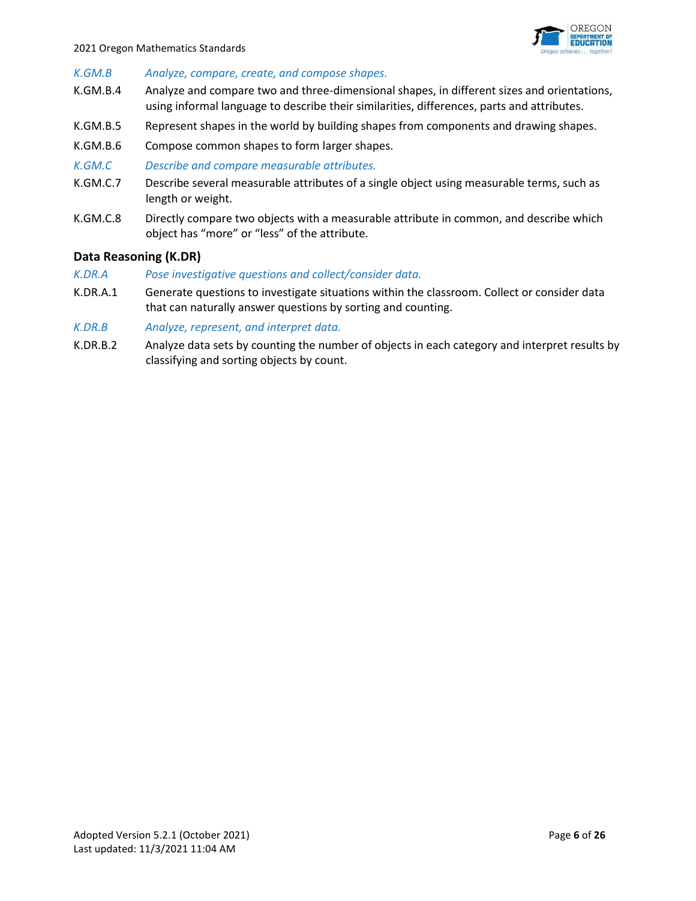*K.GM.B* *Analyze, compare, create, and compose shapes.*

K.GM.B.4 Analyze and compare two and three-dimensional shapes, in different sizes and orientations, using informal language to describe their similarities, differences, parts and attributes.

K.GM.B.5 Represent shapes in the world by building shapes from components and drawing shapes.

K.GM.B.6 Compose common shapes to form larger shapes.

*K.GM.C* *Describe and compare measurable attributes.*

K.GM.C.7 Describe several measurable attributes of a single object using measurable terms, such as length or weight.

K.GM.C.8 Directly compare two objects with a measurable attribute in common, and describe which object has "more" or "less" of the attribute.

### Data Reasoning (K.DR)

*K.DR.A* *Pose investigative questions and collect/consider data.*

K.DR.A.1 Generate questions to investigate situations within the classroom. Collect or consider data that can naturally answer questions by sorting and counting.

*K.DR.B* *Analyze, represent, and interpret data.*

K.DR.B.2 Analyze data sets by counting the number of objects in each category and interpret results by classifying and sorting objects by count.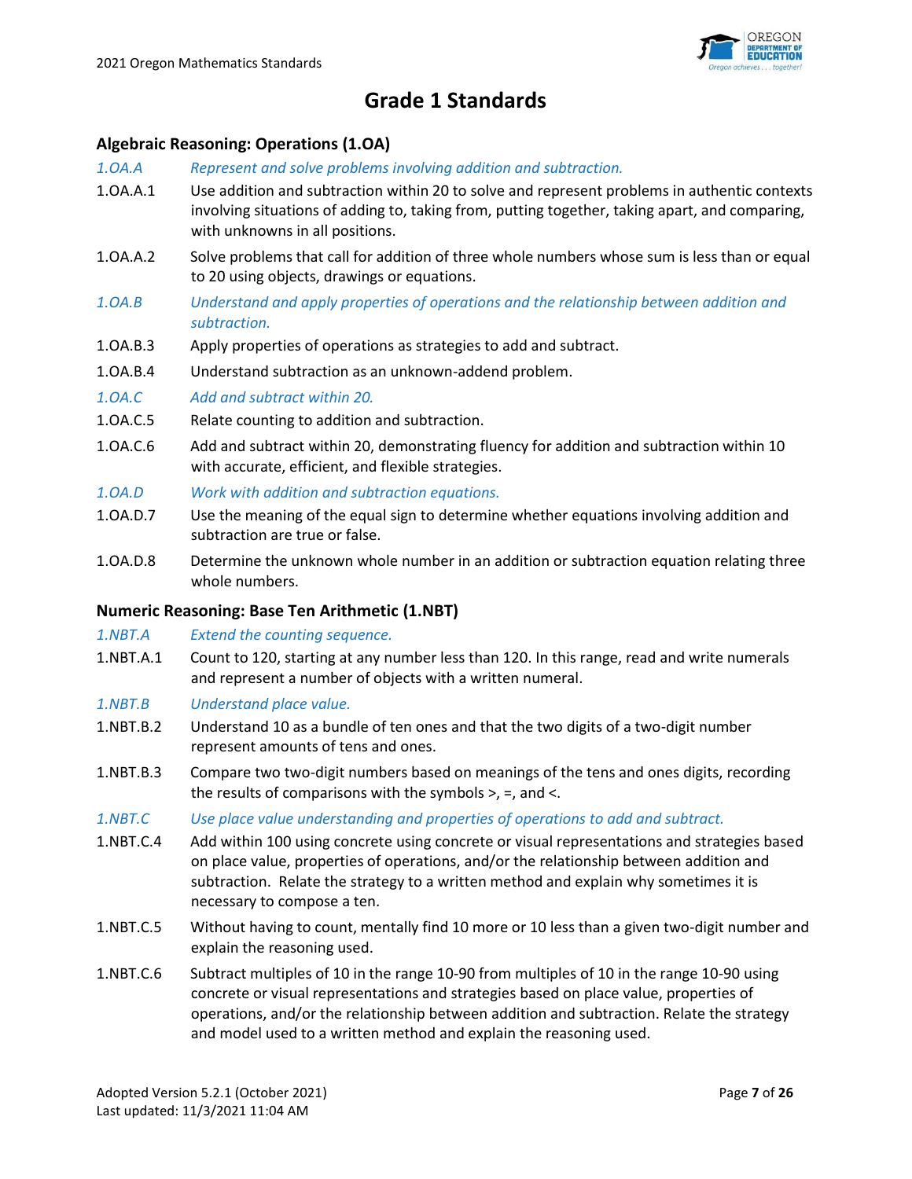# Grade 1 Standards

## Algebraic Reasoning: Operations (1.OA)

*1.OA.A Represent and solve problems involving addition and subtraction.*

1.OA.A.1 Use addition and subtraction within 20 to solve and represent problems in authentic contexts involving situations of adding to, taking from, putting together, taking apart, and comparing, with unknowns in all positions.

1.OA.A.2 Solve problems that call for addition of three whole numbers whose sum is less than or equal to 20 using objects, drawings or equations.

*1.OA.B Understand and apply properties of operations and the relationship between addition and subtraction.*

1.OA.B.3 Apply properties of operations as strategies to add and subtract.

1.OA.B.4 Understand subtraction as an unknown-addend problem.

*1.OA.C Add and subtract within 20.*

1.OA.C.5 Relate counting to addition and subtraction.

1.OA.C.6 Add and subtract within 20, demonstrating fluency for addition and subtraction within 10 with accurate, efficient, and flexible strategies.

*1.OA.D Work with addition and subtraction equations.*

1.OA.D.7 Use the meaning of the equal sign to determine whether equations involving addition and subtraction are true or false.

1.OA.D.8 Determine the unknown whole number in an addition or subtraction equation relating three whole numbers.

## Numeric Reasoning: Base Ten Arithmetic (1.NBT)

*1.NBT.A Extend the counting sequence.*

1.NBT.A.1 Count to 120, starting at any number less than 120. In this range, read and write numerals and represent a number of objects with a written numeral.

*1.NBT.B Understand place value.*

1.NBT.B.2 Understand 10 as a bundle of ten ones and that the two digits of a two-digit number represent amounts of tens and ones.

1.NBT.B.3 Compare two two-digit numbers based on meanings of the tens and ones digits, recording the results of comparisons with the symbols >, =, and <.

*1.NBT.C Use place value understanding and properties of operations to add and subtract.*

1.NBT.C.4 Add within 100 using concrete using concrete or visual representations and strategies based on place value, properties of operations, and/or the relationship between addition and subtraction. Relate the strategy to a written method and explain why sometimes it is necessary to compose a ten.

1.NBT.C.5 Without having to count, mentally find 10 more or 10 less than a given two-digit number and explain the reasoning used.

1.NBT.C.6 Subtract multiples of 10 in the range 10-90 from multiples of 10 in the range 10-90 using concrete or visual representations and strategies based on place value, properties of operations, and/or the relationship between addition and subtraction. Relate the strategy and model used to a written method and explain the reasoning used.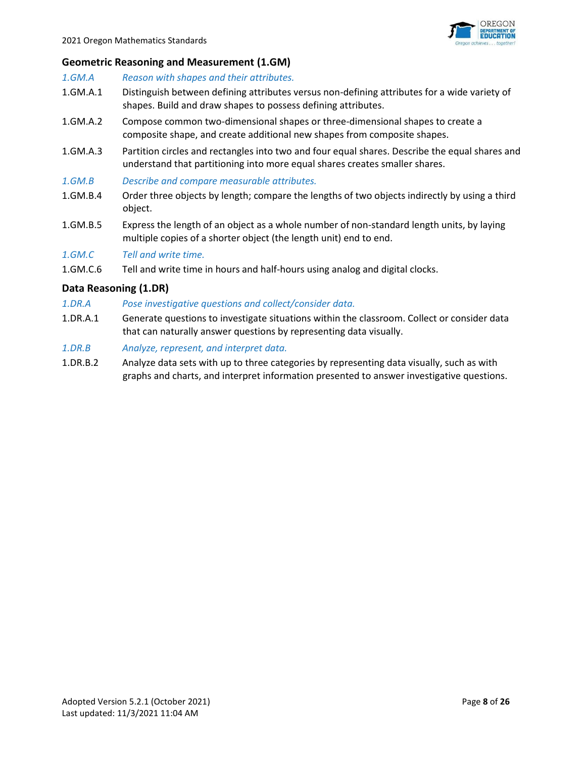## Geometric Reasoning and Measurement (1.GM)

*1.GM.A* *Reason with shapes and their attributes.*

1.GM.A.1 Distinguish between defining attributes versus non-defining attributes for a wide variety of shapes. Build and draw shapes to possess defining attributes.

1.GM.A.2 Compose common two-dimensional shapes or three-dimensional shapes to create a composite shape, and create additional new shapes from composite shapes.

1.GM.A.3 Partition circles and rectangles into two and four equal shares. Describe the equal shares and understand that partitioning into more equal shares creates smaller shares.

*1.GM.B* *Describe and compare measurable attributes.*

1.GM.B.4 Order three objects by length; compare the lengths of two objects indirectly by using a third object.

1.GM.B.5 Express the length of an object as a whole number of non-standard length units, by laying multiple copies of a shorter object (the length unit) end to end.

*1.GM.C* *Tell and write time.*

1.GM.C.6 Tell and write time in hours and half-hours using analog and digital clocks.

## Data Reasoning (1.DR)

*1.DR.A* *Pose investigative questions and collect/consider data.*

1.DR.A.1 Generate questions to investigate situations within the classroom. Collect or consider data that can naturally answer questions by representing data visually.

*1.DR.B* *Analyze, represent, and interpret data.*

1.DR.B.2 Analyze data sets with up to three categories by representing data visually, such as with graphs and charts, and interpret information presented to answer investigative questions.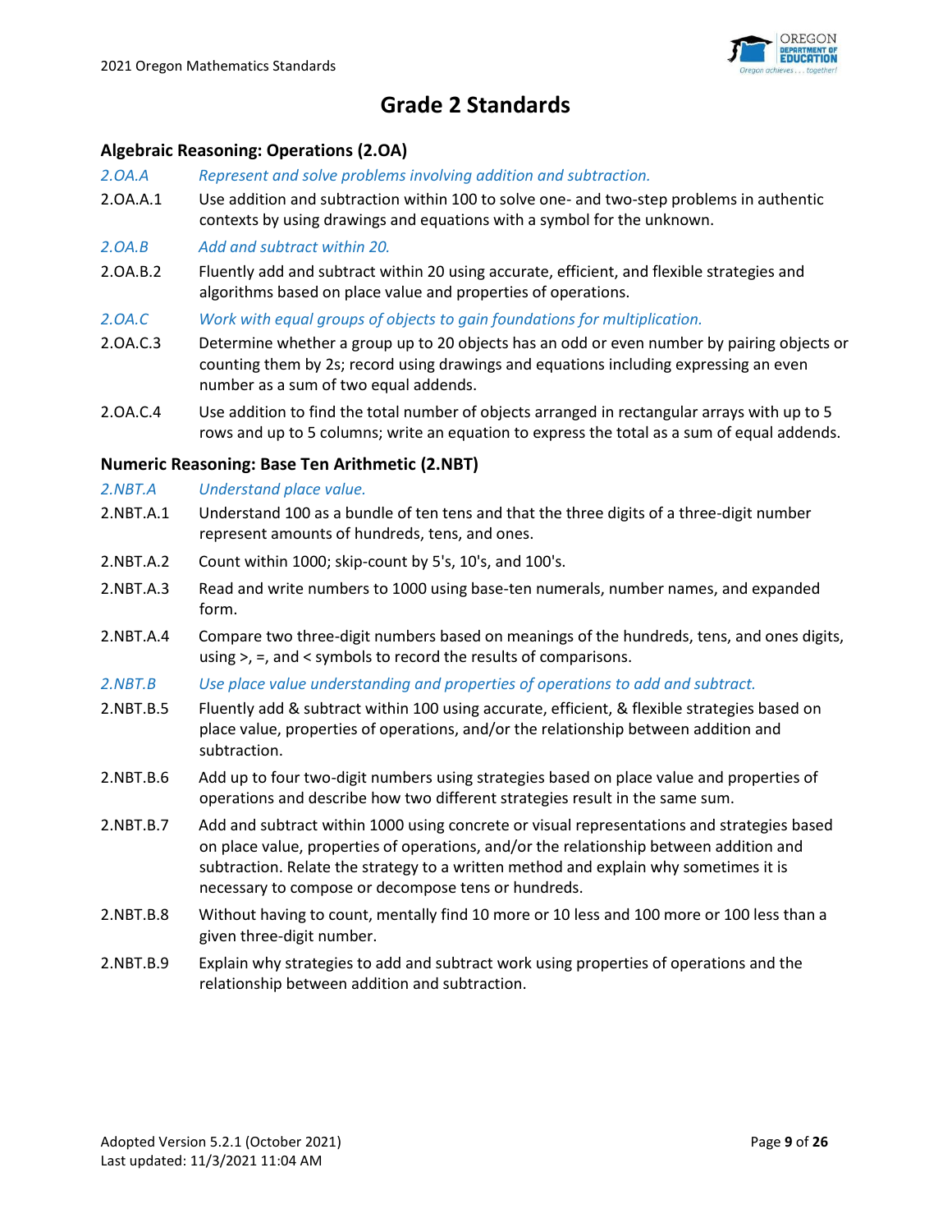# Grade 2 Standards

## Algebraic Reasoning: Operations (2.OA)

*2.OA.A* *Represent and solve problems involving addition and subtraction.*

2.OA.A.1 Use addition and subtraction within 100 to solve one- and two-step problems in authentic contexts by using drawings and equations with a symbol for the unknown.

*2.OA.B* *Add and subtract within 20.*

2.OA.B.2 Fluently add and subtract within 20 using accurate, efficient, and flexible strategies and algorithms based on place value and properties of operations.

*2.OA.C* *Work with equal groups of objects to gain foundations for multiplication.*

2.OA.C.3 Determine whether a group up to 20 objects has an odd or even number by pairing objects or counting them by 2s; record using drawings and equations including expressing an even number as a sum of two equal addends.

2.OA.C.4 Use addition to find the total number of objects arranged in rectangular arrays with up to 5 rows and up to 5 columns; write an equation to express the total as a sum of equal addends.

## Numeric Reasoning: Base Ten Arithmetic (2.NBT)

*2.NBT.A* *Understand place value.*

2.NBT.A.1 Understand 100 as a bundle of ten tens and that the three digits of a three-digit number represent amounts of hundreds, tens, and ones.

2.NBT.A.2 Count within 1000; skip-count by 5's, 10's, and 100's.

2.NBT.A.3 Read and write numbers to 1000 using base-ten numerals, number names, and expanded form.

2.NBT.A.4 Compare two three-digit numbers based on meanings of the hundreds, tens, and ones digits, using >, =, and < symbols to record the results of comparisons.

*2.NBT.B* *Use place value understanding and properties of operations to add and subtract.*

2.NBT.B.5 Fluently add & subtract within 100 using accurate, efficient, & flexible strategies based on place value, properties of operations, and/or the relationship between addition and subtraction.

2.NBT.B.6 Add up to four two-digit numbers using strategies based on place value and properties of operations and describe how two different strategies result in the same sum.

2.NBT.B.7 Add and subtract within 1000 using concrete or visual representations and strategies based on place value, properties of operations, and/or the relationship between addition and subtraction. Relate the strategy to a written method and explain why sometimes it is necessary to compose or decompose tens or hundreds.

2.NBT.B.8 Without having to count, mentally find 10 more or 10 less and 100 more or 100 less than a given three-digit number.

2.NBT.B.9 Explain why strategies to add and subtract work using properties of operations and the relationship between addition and subtraction.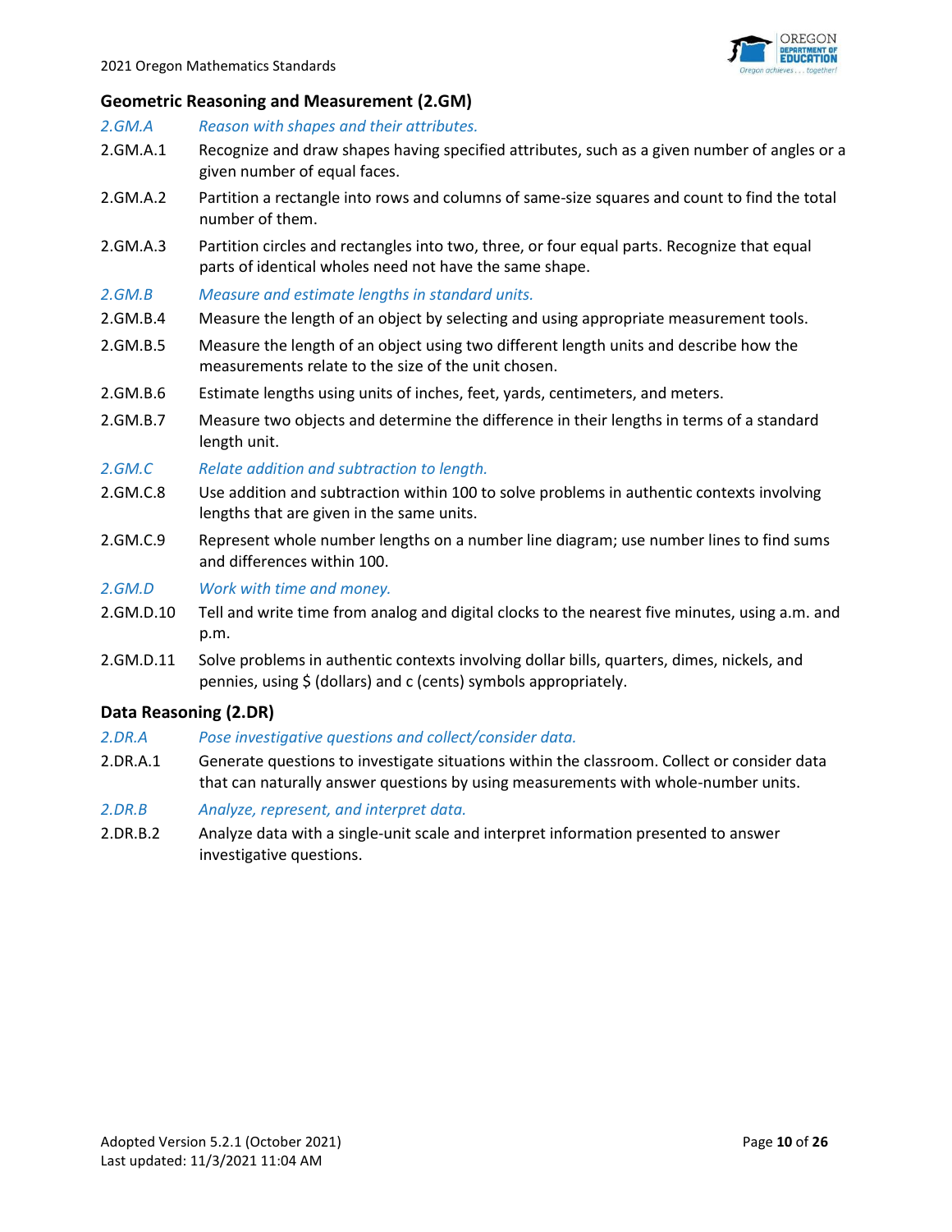## Geometric Reasoning and Measurement (2.GM)

*2.GM.A* *Reason with shapes and their attributes.*

2.GM.A.1 Recognize and draw shapes having specified attributes, such as a given number of angles or a given number of equal faces.

2.GM.A.2 Partition a rectangle into rows and columns of same-size squares and count to find the total number of them.

2.GM.A.3 Partition circles and rectangles into two, three, or four equal parts. Recognize that equal parts of identical wholes need not have the same shape.

*2.GM.B* *Measure and estimate lengths in standard units.*

2.GM.B.4 Measure the length of an object by selecting and using appropriate measurement tools.

2.GM.B.5 Measure the length of an object using two different length units and describe how the measurements relate to the size of the unit chosen.

2.GM.B.6 Estimate lengths using units of inches, feet, yards, centimeters, and meters.

2.GM.B.7 Measure two objects and determine the difference in their lengths in terms of a standard length unit.

*2.GM.C* *Relate addition and subtraction to length.*

2.GM.C.8 Use addition and subtraction within 100 to solve problems in authentic contexts involving lengths that are given in the same units.

2.GM.C.9 Represent whole number lengths on a number line diagram; use number lines to find sums and differences within 100.

*2.GM.D* *Work with time and money.*

2.GM.D.10 Tell and write time from analog and digital clocks to the nearest five minutes, using a.m. and p.m.

2.GM.D.11 Solve problems in authentic contexts involving dollar bills, quarters, dimes, nickels, and pennies, using $ (dollars) and c (cents) symbols appropriately.

## Data Reasoning (2.DR)

*2.DR.A* *Pose investigative questions and collect/consider data.*

2.DR.A.1 Generate questions to investigate situations within the classroom. Collect or consider data that can naturally answer questions by using measurements with whole-number units.

*2.DR.B* *Analyze, represent, and interpret data.*

2.DR.B.2 Analyze data with a single-unit scale and interpret information presented to answer investigative questions.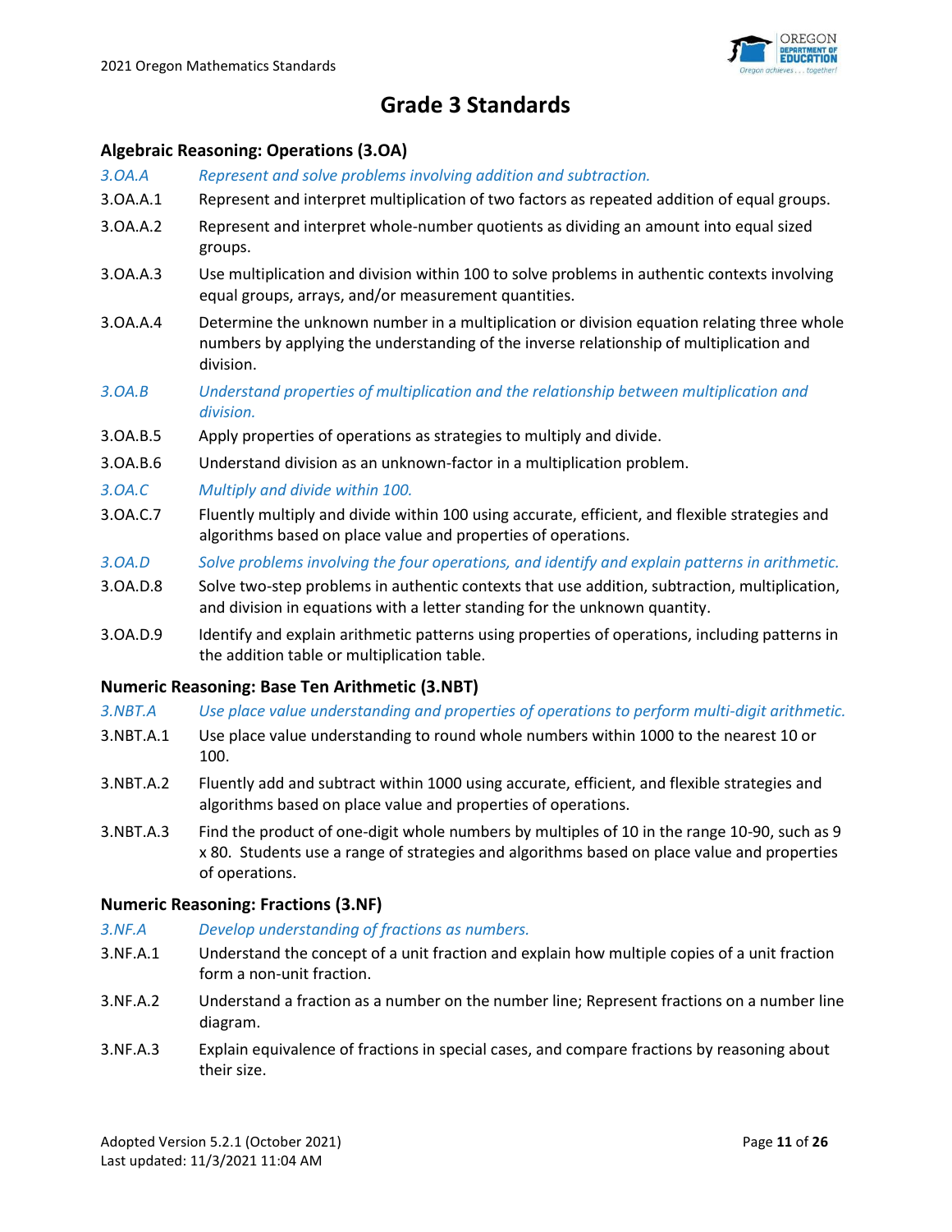# Grade 3 Standards

## Algebraic Reasoning: Operations (3.OA)

*3.OA.A* *Represent and solve problems involving addition and subtraction.*

3.OA.A.1 Represent and interpret multiplication of two factors as repeated addition of equal groups.

3.OA.A.2 Represent and interpret whole-number quotients as dividing an amount into equal sized groups.

3.OA.A.3 Use multiplication and division within 100 to solve problems in authentic contexts involving equal groups, arrays, and/or measurement quantities.

3.OA.A.4 Determine the unknown number in a multiplication or division equation relating three whole numbers by applying the understanding of the inverse relationship of multiplication and division.

*3.OA.B* *Understand properties of multiplication and the relationship between multiplication and division.*

3.OA.B.5 Apply properties of operations as strategies to multiply and divide.

3.OA.B.6 Understand division as an unknown-factor in a multiplication problem.

*3.OA.C* *Multiply and divide within 100.*

3.OA.C.7 Fluently multiply and divide within 100 using accurate, efficient, and flexible strategies and algorithms based on place value and properties of operations.

*3.OA.D* *Solve problems involving the four operations, and identify and explain patterns in arithmetic.*

3.OA.D.8 Solve two-step problems in authentic contexts that use addition, subtraction, multiplication, and division in equations with a letter standing for the unknown quantity.

3.OA.D.9 Identify and explain arithmetic patterns using properties of operations, including patterns in the addition table or multiplication table.

## Numeric Reasoning: Base Ten Arithmetic (3.NBT)

*3.NBT.A* *Use place value understanding and properties of operations to perform multi-digit arithmetic.*

3.NBT.A.1 Use place value understanding to round whole numbers within 1000 to the nearest 10 or 100.

3.NBT.A.2 Fluently add and subtract within 1000 using accurate, efficient, and flexible strategies and algorithms based on place value and properties of operations.

3.NBT.A.3 Find the product of one-digit whole numbers by multiples of 10 in the range 10-90, such as 9 x 80. Students use a range of strategies and algorithms based on place value and properties of operations.

## Numeric Reasoning: Fractions (3.NF)

*3.NF.A* *Develop understanding of fractions as numbers.*

3.NF.A.1 Understand the concept of a unit fraction and explain how multiple copies of a unit fraction form a non-unit fraction.

3.NF.A.2 Understand a fraction as a number on the number line; Represent fractions on a number line diagram.

3.NF.A.3 Explain equivalence of fractions in special cases, and compare fractions by reasoning about their size.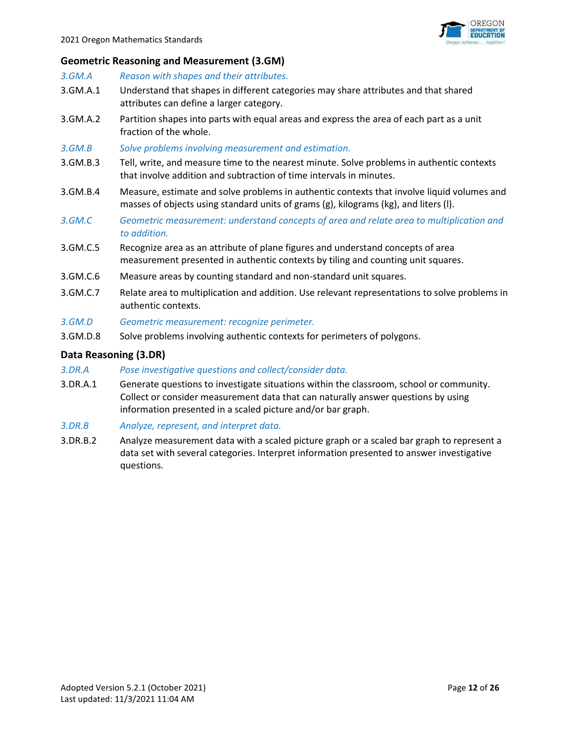## Geometric Reasoning and Measurement (3.GM)

*3.GM.A* *Reason with shapes and their attributes.*

3.GM.A.1 Understand that shapes in different categories may share attributes and that shared attributes can define a larger category.

3.GM.A.2 Partition shapes into parts with equal areas and express the area of each part as a unit fraction of the whole.

*3.GM.B* *Solve problems involving measurement and estimation.*

3.GM.B.3 Tell, write, and measure time to the nearest minute. Solve problems in authentic contexts that involve addition and subtraction of time intervals in minutes.

3.GM.B.4 Measure, estimate and solve problems in authentic contexts that involve liquid volumes and masses of objects using standard units of grams (g), kilograms (kg), and liters (l).

*3.GM.C* *Geometric measurement: understand concepts of area and relate area to multiplication and to addition.*

3.GM.C.5 Recognize area as an attribute of plane figures and understand concepts of area measurement presented in authentic contexts by tiling and counting unit squares.

3.GM.C.6 Measure areas by counting standard and non-standard unit squares.

3.GM.C.7 Relate area to multiplication and addition. Use relevant representations to solve problems in authentic contexts.

*3.GM.D* *Geometric measurement: recognize perimeter.*

3.GM.D.8 Solve problems involving authentic contexts for perimeters of polygons.

## Data Reasoning (3.DR)

*3.DR.A* *Pose investigative questions and collect/consider data.*

3.DR.A.1 Generate questions to investigate situations within the classroom, school or community. Collect or consider measurement data that can naturally answer questions by using information presented in a scaled picture and/or bar graph.

*3.DR.B* *Analyze, represent, and interpret data.*

3.DR.B.2 Analyze measurement data with a scaled picture graph or a scaled bar graph to represent a data set with several categories. Interpret information presented to answer investigative questions.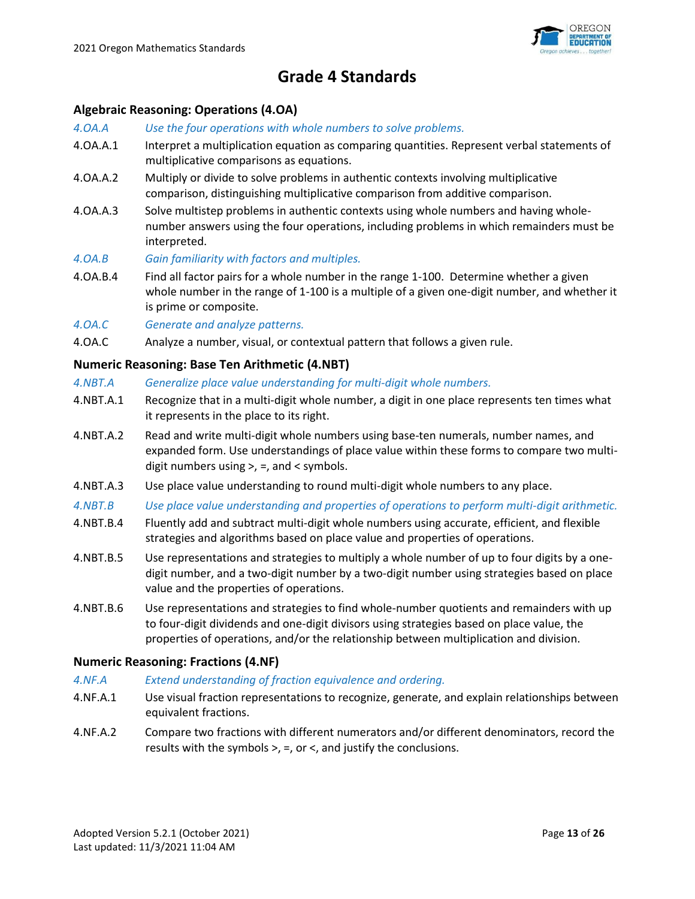# Grade 4 Standards

## Algebraic Reasoning: Operations (4.OA)

*4.OA.A* *Use the four operations with whole numbers to solve problems.*

4.OA.A.1 Interpret a multiplication equation as comparing quantities. Represent verbal statements of multiplicative comparisons as equations.

4.OA.A.2 Multiply or divide to solve problems in authentic contexts involving multiplicative comparison, distinguishing multiplicative comparison from additive comparison.

4.OA.A.3 Solve multistep problems in authentic contexts using whole numbers and having whole-number answers using the four operations, including problems in which remainders must be interpreted.

*4.OA.B* *Gain familiarity with factors and multiples.*

4.OA.B.4 Find all factor pairs for a whole number in the range 1-100. Determine whether a given whole number in the range of 1-100 is a multiple of a given one-digit number, and whether it is prime or composite.

*4.OA.C* *Generate and analyze patterns.*

4.OA.C Analyze a number, visual, or contextual pattern that follows a given rule.

## Numeric Reasoning: Base Ten Arithmetic (4.NBT)

*4.NBT.A* *Generalize place value understanding for multi-digit whole numbers.*

4.NBT.A.1 Recognize that in a multi-digit whole number, a digit in one place represents ten times what it represents in the place to its right.

4.NBT.A.2 Read and write multi-digit whole numbers using base-ten numerals, number names, and expanded form. Use understandings of place value within these forms to compare two multi-digit numbers using >, =, and < symbols.

4.NBT.A.3 Use place value understanding to round multi-digit whole numbers to any place.

*4.NBT.B* *Use place value understanding and properties of operations to perform multi-digit arithmetic.*

4.NBT.B.4 Fluently add and subtract multi-digit whole numbers using accurate, efficient, and flexible strategies and algorithms based on place value and properties of operations.

4.NBT.B.5 Use representations and strategies to multiply a whole number of up to four digits by a one-digit number, and a two-digit number by a two-digit number using strategies based on place value and the properties of operations.

4.NBT.B.6 Use representations and strategies to find whole-number quotients and remainders with up to four-digit dividends and one-digit divisors using strategies based on place value, the properties of operations, and/or the relationship between multiplication and division.

## Numeric Reasoning: Fractions (4.NF)

*4.NF.A* *Extend understanding of fraction equivalence and ordering.*

4.NF.A.1 Use visual fraction representations to recognize, generate, and explain relationships between equivalent fractions.

4.NF.A.2 Compare two fractions with different numerators and/or different denominators, record the results with the symbols >, =, or <, and justify the conclusions.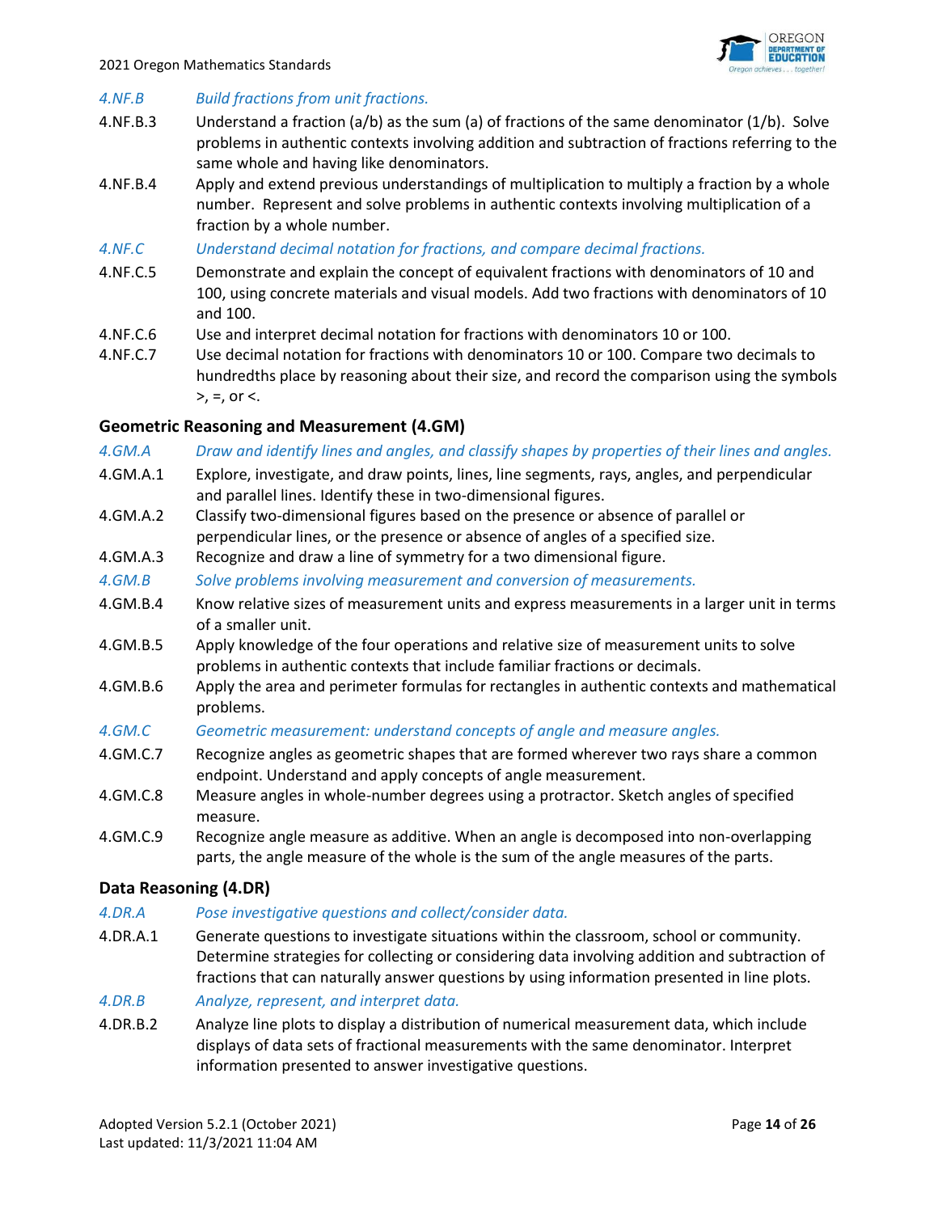*4.NF.B* *Build fractions from unit fractions.*

4.NF.B.3 Understand a fraction (a/b) as the sum (a) of fractions of the same denominator (1/b). Solve problems in authentic contexts involving addition and subtraction of fractions referring to the same whole and having like denominators.

4.NF.B.4 Apply and extend previous understandings of multiplication to multiply a fraction by a whole number. Represent and solve problems in authentic contexts involving multiplication of a fraction by a whole number.

*4.NF.C* *Understand decimal notation for fractions, and compare decimal fractions.*

4.NF.C.5 Demonstrate and explain the concept of equivalent fractions with denominators of 10 and 100, using concrete materials and visual models. Add two fractions with denominators of 10 and 100.

4.NF.C.6 Use and interpret decimal notation for fractions with denominators 10 or 100.

4.NF.C.7 Use decimal notation for fractions with denominators 10 or 100. Compare two decimals to hundredths place by reasoning about their size, and record the comparison using the symbols >, =, or <.

### Geometric Reasoning and Measurement (4.GM)

*4.GM.A* *Draw and identify lines and angles, and classify shapes by properties of their lines and angles.*

4.GM.A.1 Explore, investigate, and draw points, lines, line segments, rays, angles, and perpendicular and parallel lines. Identify these in two-dimensional figures.

4.GM.A.2 Classify two-dimensional figures based on the presence or absence of parallel or perpendicular lines, or the presence or absence of angles of a specified size.

4.GM.A.3 Recognize and draw a line of symmetry for a two dimensional figure.

*4.GM.B* *Solve problems involving measurement and conversion of measurements.*

4.GM.B.4 Know relative sizes of measurement units and express measurements in a larger unit in terms of a smaller unit.

4.GM.B.5 Apply knowledge of the four operations and relative size of measurement units to solve problems in authentic contexts that include familiar fractions or decimals.

4.GM.B.6 Apply the area and perimeter formulas for rectangles in authentic contexts and mathematical problems.

*4.GM.C* *Geometric measurement: understand concepts of angle and measure angles.*

4.GM.C.7 Recognize angles as geometric shapes that are formed wherever two rays share a common endpoint. Understand and apply concepts of angle measurement.

4.GM.C.8 Measure angles in whole-number degrees using a protractor. Sketch angles of specified measure.

4.GM.C.9 Recognize angle measure as additive. When an angle is decomposed into non-overlapping parts, the angle measure of the whole is the sum of the angle measures of the parts.

### Data Reasoning (4.DR)

*4.DR.A* *Pose investigative questions and collect/consider data.*

4.DR.A.1 Generate questions to investigate situations within the classroom, school or community. Determine strategies for collecting or considering data involving addition and subtraction of fractions that can naturally answer questions by using information presented in line plots.

*4.DR.B* *Analyze, represent, and interpret data.*

4.DR.B.2 Analyze line plots to display a distribution of numerical measurement data, which include displays of data sets of fractional measurements with the same denominator. Interpret information presented to answer investigative questions.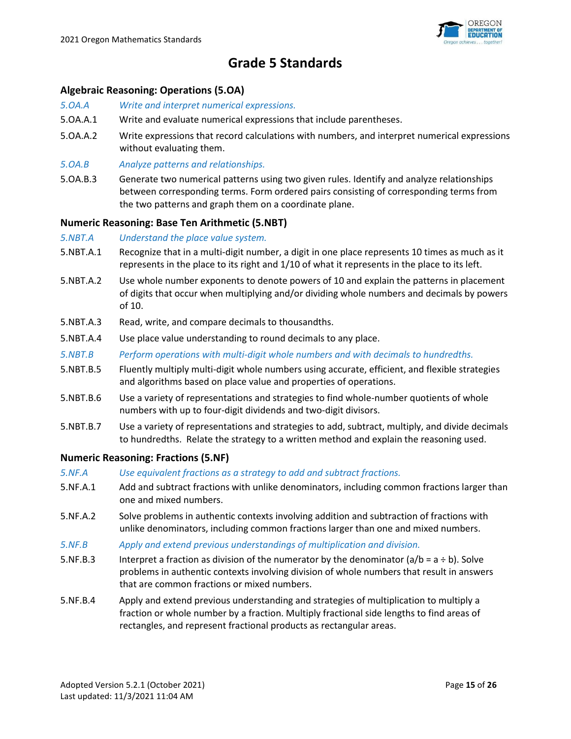# Grade 5 Standards

## Algebraic Reasoning: Operations (5.OA)

*5.OA.A Write and interpret numerical expressions.*

5.OA.A.1 Write and evaluate numerical expressions that include parentheses.

5.OA.A.2 Write expressions that record calculations with numbers, and interpret numerical expressions without evaluating them.

*5.OA.B Analyze patterns and relationships.*

5.OA.B.3 Generate two numerical patterns using two given rules. Identify and analyze relationships between corresponding terms. Form ordered pairs consisting of corresponding terms from the two patterns and graph them on a coordinate plane.

## Numeric Reasoning: Base Ten Arithmetic (5.NBT)

*5.NBT.A Understand the place value system.*

5.NBT.A.1 Recognize that in a multi-digit number, a digit in one place represents 10 times as much as it represents in the place to its right and 1/10 of what it represents in the place to its left.

5.NBT.A.2 Use whole number exponents to denote powers of 10 and explain the patterns in placement of digits that occur when multiplying and/or dividing whole numbers and decimals by powers of 10.

5.NBT.A.3 Read, write, and compare decimals to thousandths.

5.NBT.A.4 Use place value understanding to round decimals to any place.

*5.NBT.B Perform operations with multi-digit whole numbers and with decimals to hundredths.*

5.NBT.B.5 Fluently multiply multi-digit whole numbers using accurate, efficient, and flexible strategies and algorithms based on place value and properties of operations.

5.NBT.B.6 Use a variety of representations and strategies to find whole-number quotients of whole numbers with up to four-digit dividends and two-digit divisors.

5.NBT.B.7 Use a variety of representations and strategies to add, subtract, multiply, and divide decimals to hundredths. Relate the strategy to a written method and explain the reasoning used.

## Numeric Reasoning: Fractions (5.NF)

*5.NF.A Use equivalent fractions as a strategy to add and subtract fractions.*

5.NF.A.1 Add and subtract fractions with unlike denominators, including common fractions larger than one and mixed numbers.

5.NF.A.2 Solve problems in authentic contexts involving addition and subtraction of fractions with unlike denominators, including common fractions larger than one and mixed numbers.

*5.NF.B Apply and extend previous understandings of multiplication and division.*

5.NF.B.3 Interpret a fraction as division of the numerator by the denominator ($a/b = a \div b$). Solve problems in authentic contexts involving division of whole numbers that result in answers that are common fractions or mixed numbers.

5.NF.B.4 Apply and extend previous understanding and strategies of multiplication to multiply a fraction or whole number by a fraction. Multiply fractional side lengths to find areas of rectangles, and represent fractional products as rectangular areas.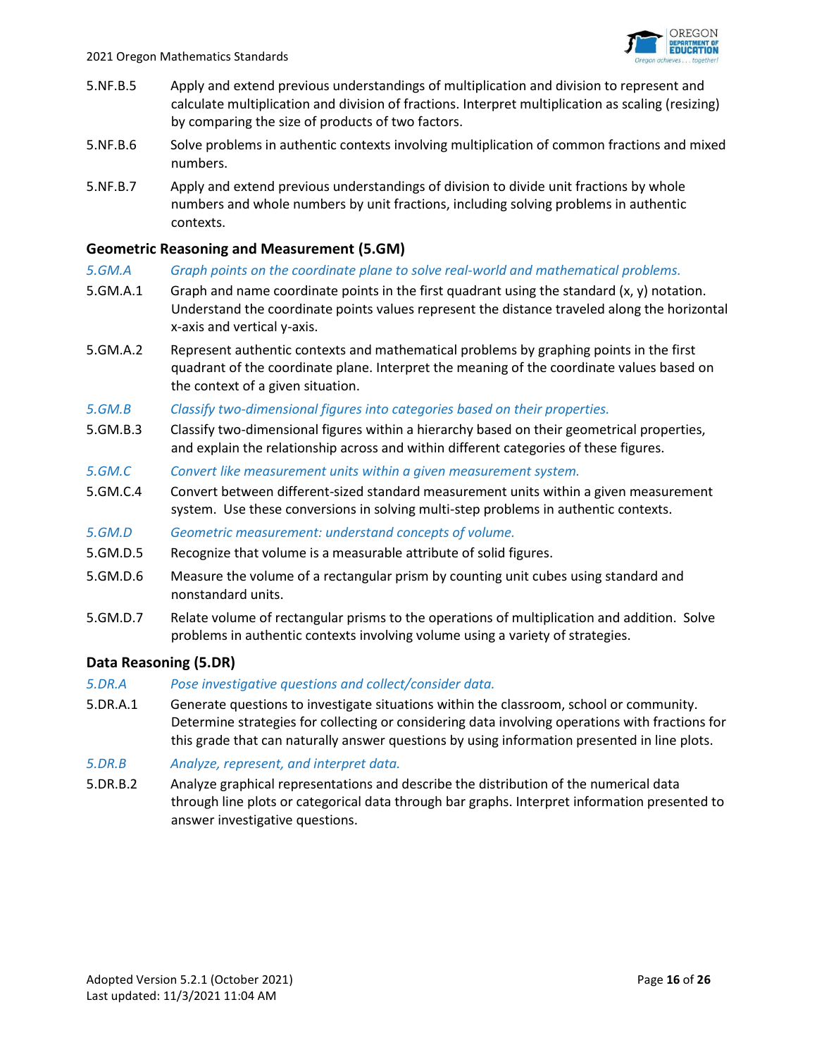5.NF.B.5 Apply and extend previous understandings of multiplication and division to represent and calculate multiplication and division of fractions. Interpret multiplication as scaling (resizing) by comparing the size of products of two factors.

5.NF.B.6 Solve problems in authentic contexts involving multiplication of common fractions and mixed numbers.

5.NF.B.7 Apply and extend previous understandings of division to divide unit fractions by whole numbers and whole numbers by unit fractions, including solving problems in authentic contexts.

### Geometric Reasoning and Measurement (5.GM)

*5.GM.A Graph points on the coordinate plane to solve real-world and mathematical problems.*

5.GM.A.1 Graph and name coordinate points in the first quadrant using the standard (x, y) notation. Understand the coordinate points values represent the distance traveled along the horizontal x-axis and vertical y-axis.

5.GM.A.2 Represent authentic contexts and mathematical problems by graphing points in the first quadrant of the coordinate plane. Interpret the meaning of the coordinate values based on the context of a given situation.

*5.GM.B Classify two-dimensional figures into categories based on their properties.*

5.GM.B.3 Classify two-dimensional figures within a hierarchy based on their geometrical properties, and explain the relationship across and within different categories of these figures.

*5.GM.C Convert like measurement units within a given measurement system.*

5.GM.C.4 Convert between different-sized standard measurement units within a given measurement system. Use these conversions in solving multi-step problems in authentic contexts.

*5.GM.D Geometric measurement: understand concepts of volume.*

5.GM.D.5 Recognize that volume is a measurable attribute of solid figures.

5.GM.D.6 Measure the volume of a rectangular prism by counting unit cubes using standard and nonstandard units.

5.GM.D.7 Relate volume of rectangular prisms to the operations of multiplication and addition. Solve problems in authentic contexts involving volume using a variety of strategies.

### Data Reasoning (5.DR)

*5.DR.A Pose investigative questions and collect/consider data.*

5.DR.A.1 Generate questions to investigate situations within the classroom, school or community. Determine strategies for collecting or considering data involving operations with fractions for this grade that can naturally answer questions by using information presented in line plots.

*5.DR.B Analyze, represent, and interpret data.*

5.DR.B.2 Analyze graphical representations and describe the distribution of the numerical data through line plots or categorical data through bar graphs. Interpret information presented to answer investigative questions.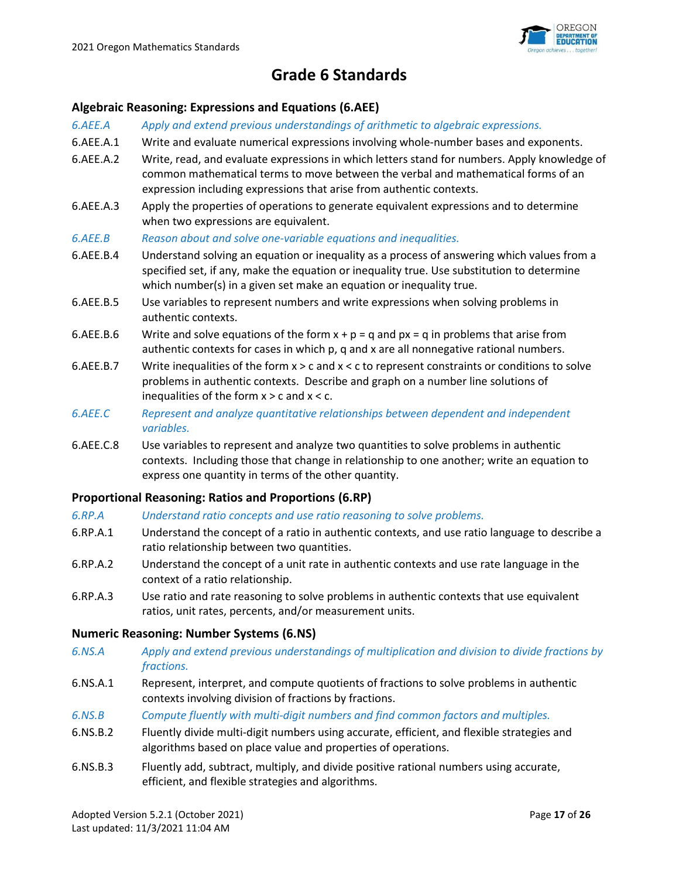# Grade 6 Standards

## Algebraic Reasoning: Expressions and Equations (6.AEE)

*6.AEE.A* *Apply and extend previous understandings of arithmetic to algebraic expressions.*

6.AEE.A.1 Write and evaluate numerical expressions involving whole-number bases and exponents.

6.AEE.A.2 Write, read, and evaluate expressions in which letters stand for numbers. Apply knowledge of common mathematical terms to move between the verbal and mathematical forms of an expression including expressions that arise from authentic contexts.

6.AEE.A.3 Apply the properties of operations to generate equivalent expressions and to determine when two expressions are equivalent.

*6.AEE.B* *Reason about and solve one-variable equations and inequalities.*

6.AEE.B.4 Understand solving an equation or inequality as a process of answering which values from a specified set, if any, make the equation or inequality true. Use substitution to determine which number(s) in a given set make an equation or inequality true.

6.AEE.B.5 Use variables to represent numbers and write expressions when solving problems in authentic contexts.

6.AEE.B.6 Write and solve equations of the form $x + p = q$ and $px = q$ in problems that arise from authentic contexts for cases in which p, q and x are all nonnegative rational numbers.

6.AEE.B.7 Write inequalities of the form $x > c$ and $x < c$ to represent constraints or conditions to solve problems in authentic contexts. Describe and graph on a number line solutions of inequalities of the form $x > c$ and $x < c$.

*6.AEE.C* *Represent and analyze quantitative relationships between dependent and independent variables.*

6.AEE.C.8 Use variables to represent and analyze two quantities to solve problems in authentic contexts. Including those that change in relationship to one another; write an equation to express one quantity in terms of the other quantity.

## Proportional Reasoning: Ratios and Proportions (6.RP)

*6.RP.A* *Understand ratio concepts and use ratio reasoning to solve problems.*

6.RP.A.1 Understand the concept of a ratio in authentic contexts, and use ratio language to describe a ratio relationship between two quantities.

6.RP.A.2 Understand the concept of a unit rate in authentic contexts and use rate language in the context of a ratio relationship.

6.RP.A.3 Use ratio and rate reasoning to solve problems in authentic contexts that use equivalent ratios, unit rates, percents, and/or measurement units.

## Numeric Reasoning: Number Systems (6.NS)

*6.NS.A* *Apply and extend previous understandings of multiplication and division to divide fractions by fractions.*

6.NS.A.1 Represent, interpret, and compute quotients of fractions to solve problems in authentic contexts involving division of fractions by fractions.

*6.NS.B* *Compute fluently with multi-digit numbers and find common factors and multiples.*

6.NS.B.2 Fluently divide multi-digit numbers using accurate, efficient, and flexible strategies and algorithms based on place value and properties of operations.

6.NS.B.3 Fluently add, subtract, multiply, and divide positive rational numbers using accurate, efficient, and flexible strategies and algorithms.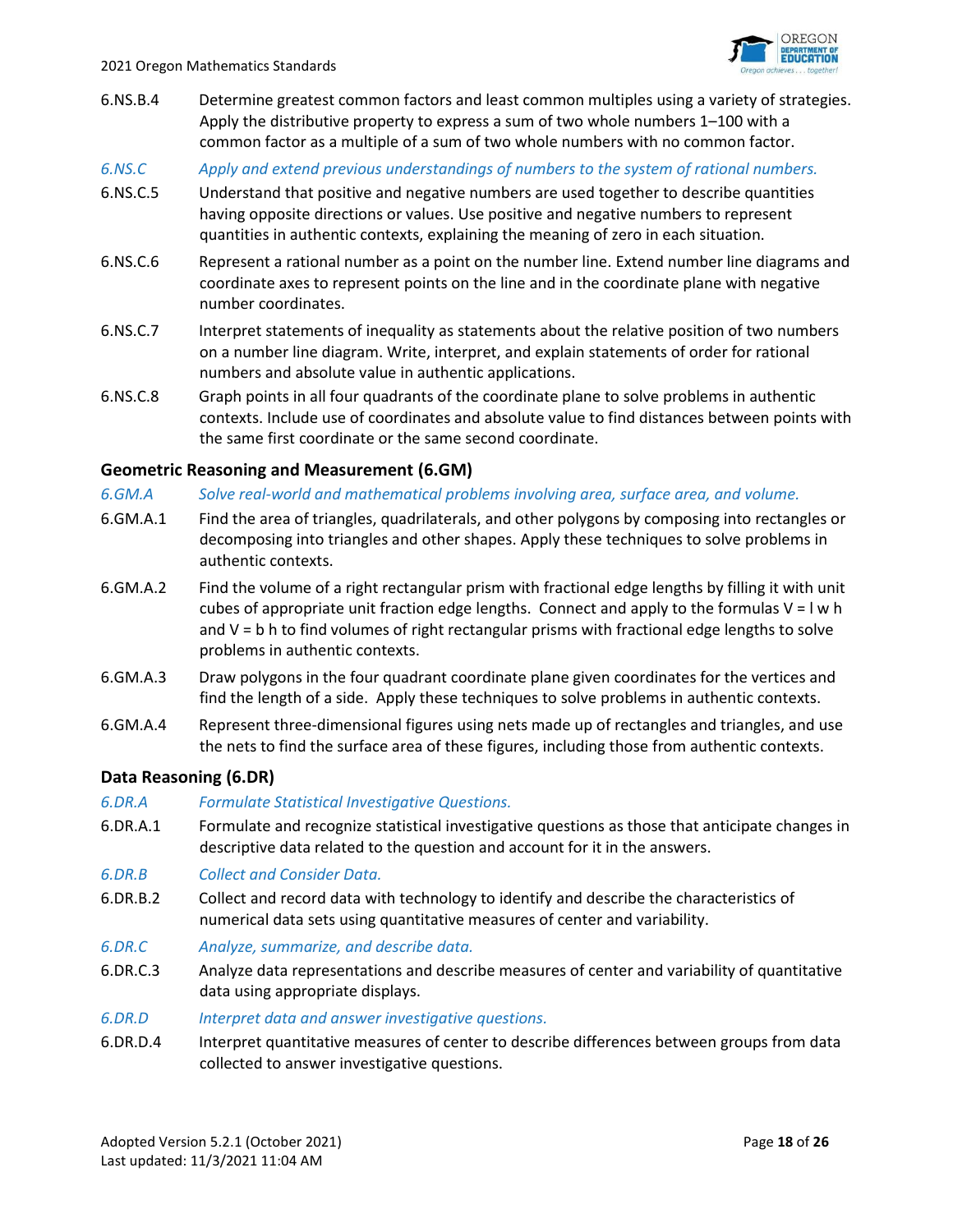6.NS.B.4 Determine greatest common factors and least common multiples using a variety of strategies. Apply the distributive property to express a sum of two whole numbers 1–100 with a common factor as a multiple of a sum of two whole numbers with no common factor.

*6.NS.C Apply and extend previous understandings of numbers to the system of rational numbers.*

6.NS.C.5 Understand that positive and negative numbers are used together to describe quantities having opposite directions or values. Use positive and negative numbers to represent quantities in authentic contexts, explaining the meaning of zero in each situation.

6.NS.C.6 Represent a rational number as a point on the number line. Extend number line diagrams and coordinate axes to represent points on the line and in the coordinate plane with negative number coordinates.

6.NS.C.7 Interpret statements of inequality as statements about the relative position of two numbers on a number line diagram. Write, interpret, and explain statements of order for rational numbers and absolute value in authentic applications.

6.NS.C.8 Graph points in all four quadrants of the coordinate plane to solve problems in authentic contexts. Include use of coordinates and absolute value to find distances between points with the same first coordinate or the same second coordinate.

### Geometric Reasoning and Measurement (6.GM)

*6.GM.A Solve real-world and mathematical problems involving area, surface area, and volume.*

6.GM.A.1 Find the area of triangles, quadrilaterals, and other polygons by composing into rectangles or decomposing into triangles and other shapes. Apply these techniques to solve problems in authentic contexts.

6.GM.A.2 Find the volume of a right rectangular prism with fractional edge lengths by filling it with unit cubes of appropriate unit fraction edge lengths. Connect and apply to the formulas $V = l\,w\,h$ and $V = b\,h$ to find volumes of right rectangular prisms with fractional edge lengths to solve problems in authentic contexts.

6.GM.A.3 Draw polygons in the four quadrant coordinate plane given coordinates for the vertices and find the length of a side. Apply these techniques to solve problems in authentic contexts.

6.GM.A.4 Represent three-dimensional figures using nets made up of rectangles and triangles, and use the nets to find the surface area of these figures, including those from authentic contexts.

### Data Reasoning (6.DR)

*6.DR.A Formulate Statistical Investigative Questions.*

6.DR.A.1 Formulate and recognize statistical investigative questions as those that anticipate changes in descriptive data related to the question and account for it in the answers.

*6.DR.B Collect and Consider Data.*

6.DR.B.2 Collect and record data with technology to identify and describe the characteristics of numerical data sets using quantitative measures of center and variability.

*6.DR.C Analyze, summarize, and describe data.*

6.DR.C.3 Analyze data representations and describe measures of center and variability of quantitative data using appropriate displays.

*6.DR.D Interpret data and answer investigative questions.*

6.DR.D.4 Interpret quantitative measures of center to describe differences between groups from data collected to answer investigative questions.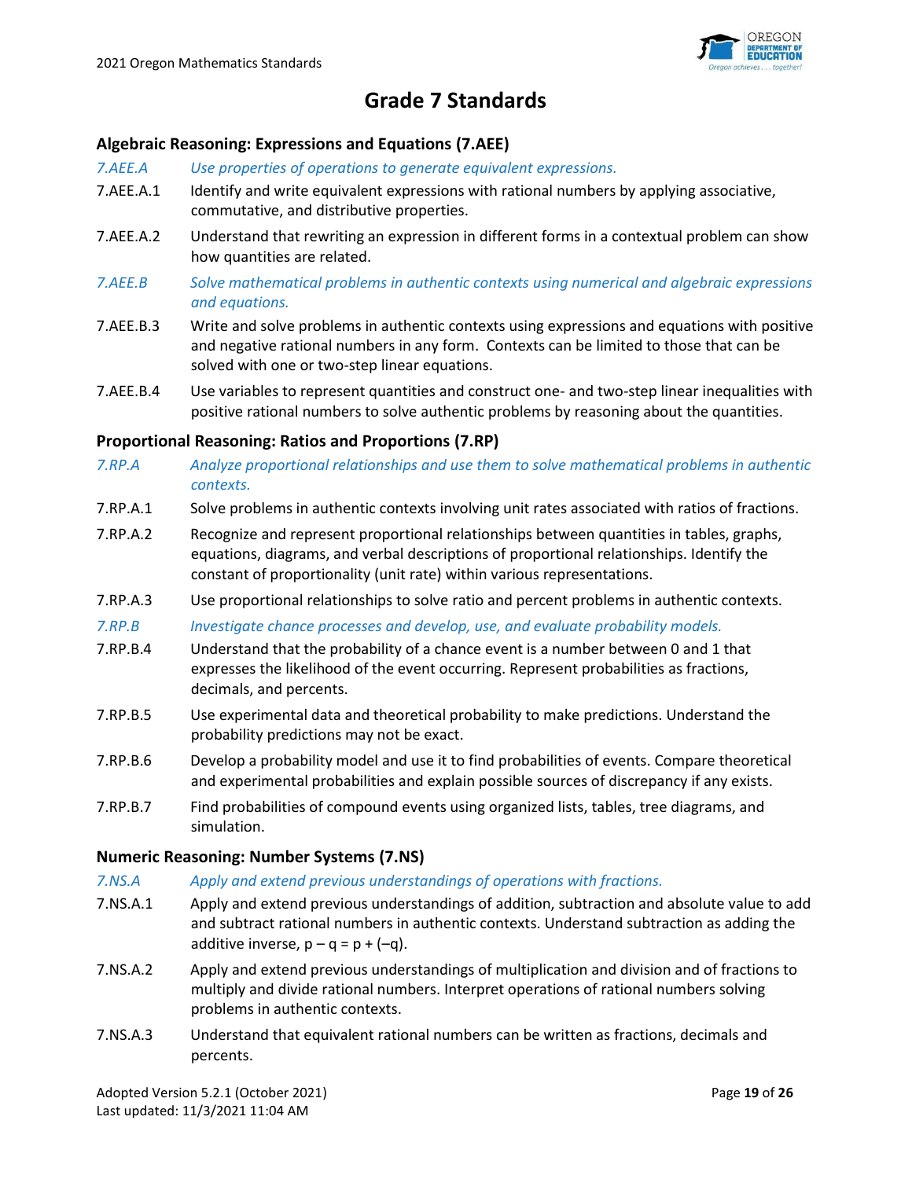# Grade 7 Standards

## Algebraic Reasoning: Expressions and Equations (7.AEE)

*7.AEE.A* *Use properties of operations to generate equivalent expressions.*

7.AEE.A.1 Identify and write equivalent expressions with rational numbers by applying associative, commutative, and distributive properties.

7.AEE.A.2 Understand that rewriting an expression in different forms in a contextual problem can show how quantities are related.

*7.AEE.B* *Solve mathematical problems in authentic contexts using numerical and algebraic expressions and equations.*

7.AEE.B.3 Write and solve problems in authentic contexts using expressions and equations with positive and negative rational numbers in any form. Contexts can be limited to those that can be solved with one or two-step linear equations.

7.AEE.B.4 Use variables to represent quantities and construct one- and two-step linear inequalities with positive rational numbers to solve authentic problems by reasoning about the quantities.

## Proportional Reasoning: Ratios and Proportions (7.RP)

*7.RP.A* *Analyze proportional relationships and use them to solve mathematical problems in authentic contexts.*

7.RP.A.1 Solve problems in authentic contexts involving unit rates associated with ratios of fractions.

7.RP.A.2 Recognize and represent proportional relationships between quantities in tables, graphs, equations, diagrams, and verbal descriptions of proportional relationships. Identify the constant of proportionality (unit rate) within various representations.

7.RP.A.3 Use proportional relationships to solve ratio and percent problems in authentic contexts.

*7.RP.B* *Investigate chance processes and develop, use, and evaluate probability models.*

7.RP.B.4 Understand that the probability of a chance event is a number between 0 and 1 that expresses the likelihood of the event occurring. Represent probabilities as fractions, decimals, and percents.

7.RP.B.5 Use experimental data and theoretical probability to make predictions. Understand the probability predictions may not be exact.

7.RP.B.6 Develop a probability model and use it to find probabilities of events. Compare theoretical and experimental probabilities and explain possible sources of discrepancy if any exists.

7.RP.B.7 Find probabilities of compound events using organized lists, tables, tree diagrams, and simulation.

## Numeric Reasoning: Number Systems (7.NS)

*7.NS.A* *Apply and extend previous understandings of operations with fractions.*

7.NS.A.1 Apply and extend previous understandings of addition, subtraction and absolute value to add and subtract rational numbers in authentic contexts. Understand subtraction as adding the additive inverse, $p - q = p + (-q)$.

7.NS.A.2 Apply and extend previous understandings of multiplication and division and of fractions to multiply and divide rational numbers. Interpret operations of rational numbers solving problems in authentic contexts.

7.NS.A.3 Understand that equivalent rational numbers can be written as fractions, decimals and percents.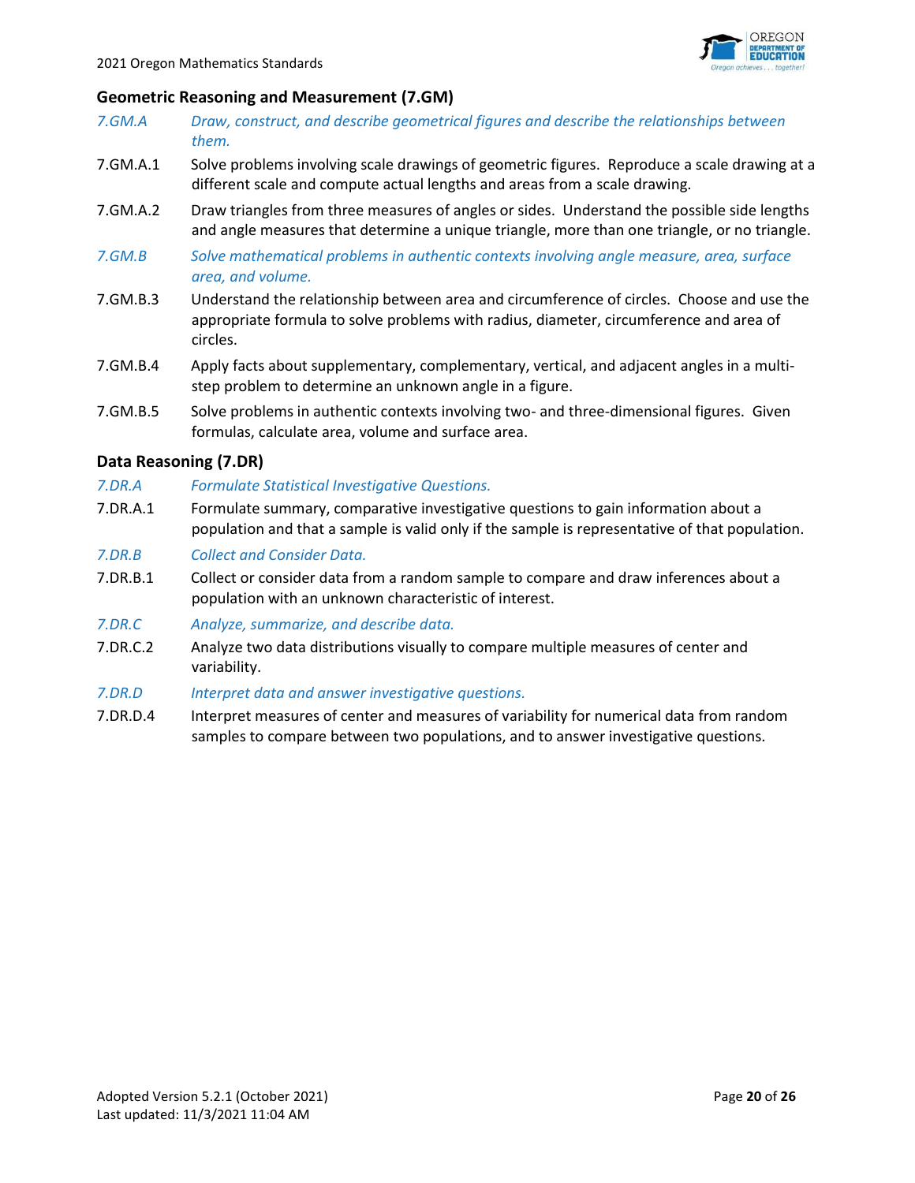## Geometric Reasoning and Measurement (7.GM)

*7.GM.A* *Draw, construct, and describe geometrical figures and describe the relationships between them.*

7.GM.A.1 Solve problems involving scale drawings of geometric figures. Reproduce a scale drawing at a different scale and compute actual lengths and areas from a scale drawing.

7.GM.A.2 Draw triangles from three measures of angles or sides. Understand the possible side lengths and angle measures that determine a unique triangle, more than one triangle, or no triangle.

*7.GM.B* *Solve mathematical problems in authentic contexts involving angle measure, area, surface area, and volume.*

7.GM.B.3 Understand the relationship between area and circumference of circles. Choose and use the appropriate formula to solve problems with radius, diameter, circumference and area of circles.

7.GM.B.4 Apply facts about supplementary, complementary, vertical, and adjacent angles in a multi-step problem to determine an unknown angle in a figure.

7.GM.B.5 Solve problems in authentic contexts involving two- and three-dimensional figures. Given formulas, calculate area, volume and surface area.

## Data Reasoning (7.DR)

*7.DR.A* *Formulate Statistical Investigative Questions.*

7.DR.A.1 Formulate summary, comparative investigative questions to gain information about a population and that a sample is valid only if the sample is representative of that population.

*7.DR.B* *Collect and Consider Data.*

7.DR.B.1 Collect or consider data from a random sample to compare and draw inferences about a population with an unknown characteristic of interest.

*7.DR.C* *Analyze, summarize, and describe data.*

7.DR.C.2 Analyze two data distributions visually to compare multiple measures of center and variability.

*7.DR.D* *Interpret data and answer investigative questions.*

7.DR.D.4 Interpret measures of center and measures of variability for numerical data from random samples to compare between two populations, and to answer investigative questions.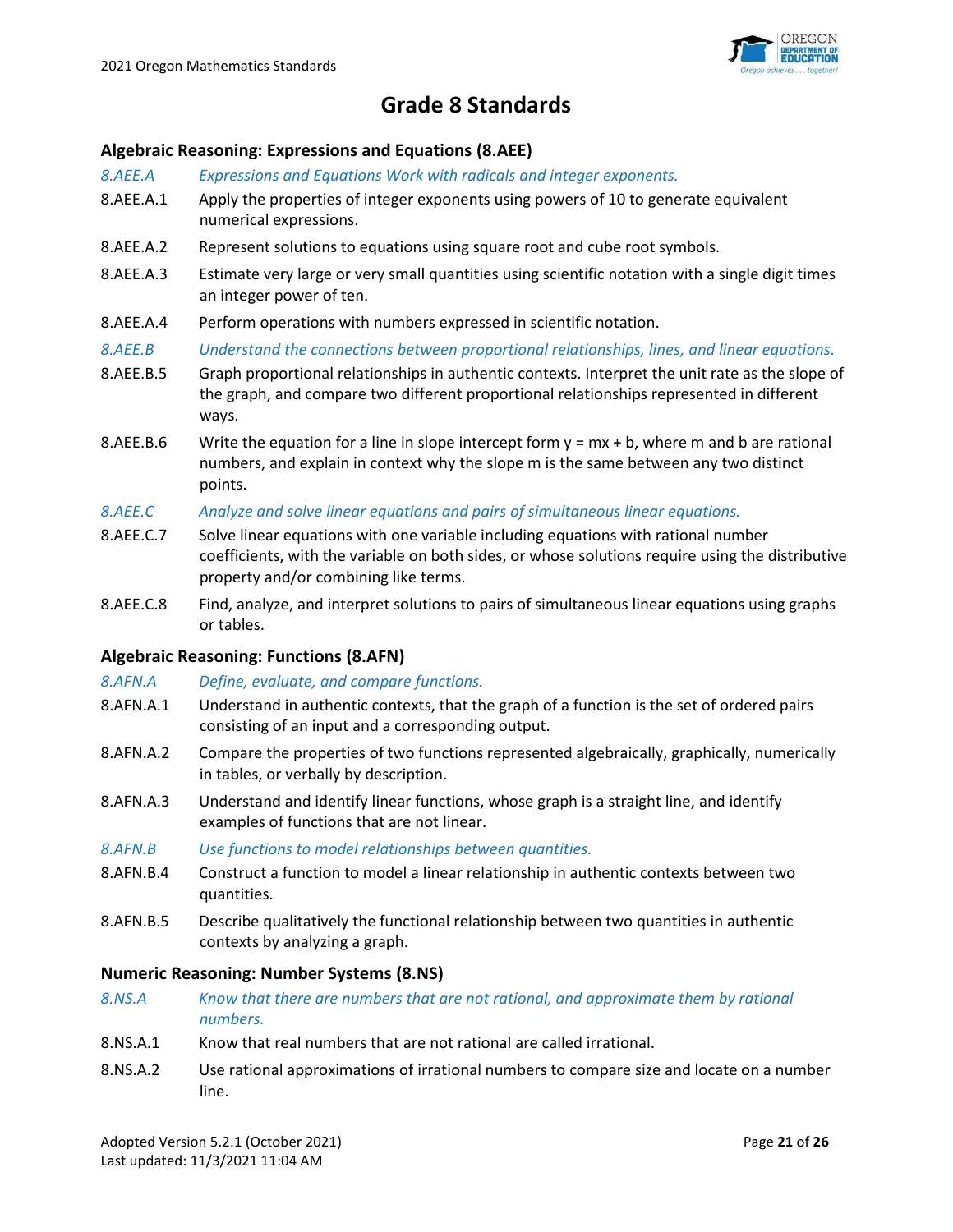# Grade 8 Standards

## Algebraic Reasoning: Expressions and Equations (8.AEE)

*8.AEE.A* *Expressions and Equations Work with radicals and integer exponents.*

8.AEE.A.1 Apply the properties of integer exponents using powers of 10 to generate equivalent numerical expressions.

8.AEE.A.2 Represent solutions to equations using square root and cube root symbols.

8.AEE.A.3 Estimate very large or very small quantities using scientific notation with a single digit times an integer power of ten.

8.AEE.A.4 Perform operations with numbers expressed in scientific notation.

*8.AEE.B* *Understand the connections between proportional relationships, lines, and linear equations.*

8.AEE.B.5 Graph proportional relationships in authentic contexts. Interpret the unit rate as the slope of the graph, and compare two different proportional relationships represented in different ways.

8.AEE.B.6 Write the equation for a line in slope intercept form $y = mx + b$, where $m$ and $b$ are rational numbers, and explain in context why the slope $m$ is the same between any two distinct points.

*8.AEE.C* *Analyze and solve linear equations and pairs of simultaneous linear equations.*

8.AEE.C.7 Solve linear equations with one variable including equations with rational number coefficients, with the variable on both sides, or whose solutions require using the distributive property and/or combining like terms.

8.AEE.C.8 Find, analyze, and interpret solutions to pairs of simultaneous linear equations using graphs or tables.

## Algebraic Reasoning: Functions (8.AFN)

*8.AFN.A* *Define, evaluate, and compare functions.*

8.AFN.A.1 Understand in authentic contexts, that the graph of a function is the set of ordered pairs consisting of an input and a corresponding output.

8.AFN.A.2 Compare the properties of two functions represented algebraically, graphically, numerically in tables, or verbally by description.

8.AFN.A.3 Understand and identify linear functions, whose graph is a straight line, and identify examples of functions that are not linear.

*8.AFN.B* *Use functions to model relationships between quantities.*

8.AFN.B.4 Construct a function to model a linear relationship in authentic contexts between two quantities.

8.AFN.B.5 Describe qualitatively the functional relationship between two quantities in authentic contexts by analyzing a graph.

## Numeric Reasoning: Number Systems (8.NS)

*8.NS.A* *Know that there are numbers that are not rational, and approximate them by rational numbers.*

8.NS.A.1 Know that real numbers that are not rational are called irrational.

8.NS.A.2 Use rational approximations of irrational numbers to compare size and locate on a number line.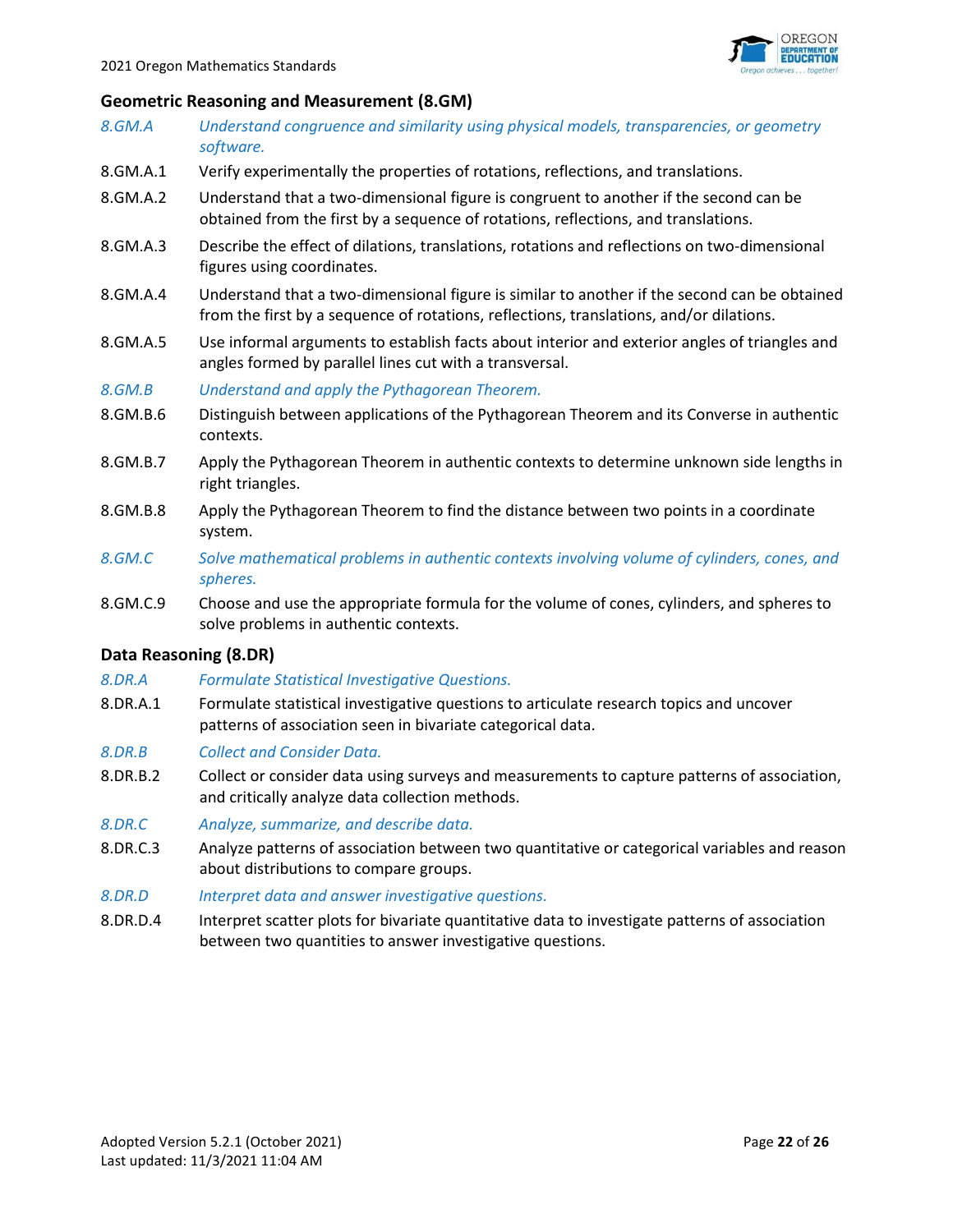### Geometric Reasoning and Measurement (8.GM)

*8.GM.A* *Understand congruence and similarity using physical models, transparencies, or geometry software.*

8.GM.A.1 Verify experimentally the properties of rotations, reflections, and translations.

8.GM.A.2 Understand that a two-dimensional figure is congruent to another if the second can be obtained from the first by a sequence of rotations, reflections, and translations.

8.GM.A.3 Describe the effect of dilations, translations, rotations and reflections on two-dimensional figures using coordinates.

8.GM.A.4 Understand that a two-dimensional figure is similar to another if the second can be obtained from the first by a sequence of rotations, reflections, translations, and/or dilations.

8.GM.A.5 Use informal arguments to establish facts about interior and exterior angles of triangles and angles formed by parallel lines cut with a transversal.

*8.GM.B* *Understand and apply the Pythagorean Theorem.*

8.GM.B.6 Distinguish between applications of the Pythagorean Theorem and its Converse in authentic contexts.

8.GM.B.7 Apply the Pythagorean Theorem in authentic contexts to determine unknown side lengths in right triangles.

8.GM.B.8 Apply the Pythagorean Theorem to find the distance between two points in a coordinate system.

*8.GM.C* *Solve mathematical problems in authentic contexts involving volume of cylinders, cones, and spheres.*

8.GM.C.9 Choose and use the appropriate formula for the volume of cones, cylinders, and spheres to solve problems in authentic contexts.

### Data Reasoning (8.DR)

*8.DR.A* *Formulate Statistical Investigative Questions.*

8.DR.A.1 Formulate statistical investigative questions to articulate research topics and uncover patterns of association seen in bivariate categorical data.

*8.DR.B* *Collect and Consider Data.*

8.DR.B.2 Collect or consider data using surveys and measurements to capture patterns of association, and critically analyze data collection methods.

*8.DR.C* *Analyze, summarize, and describe data.*

8.DR.C.3 Analyze patterns of association between two quantitative or categorical variables and reason about distributions to compare groups.

*8.DR.D* *Interpret data and answer investigative questions.*

8.DR.D.4 Interpret scatter plots for bivariate quantitative data to investigate patterns of association between two quantities to answer investigative questions.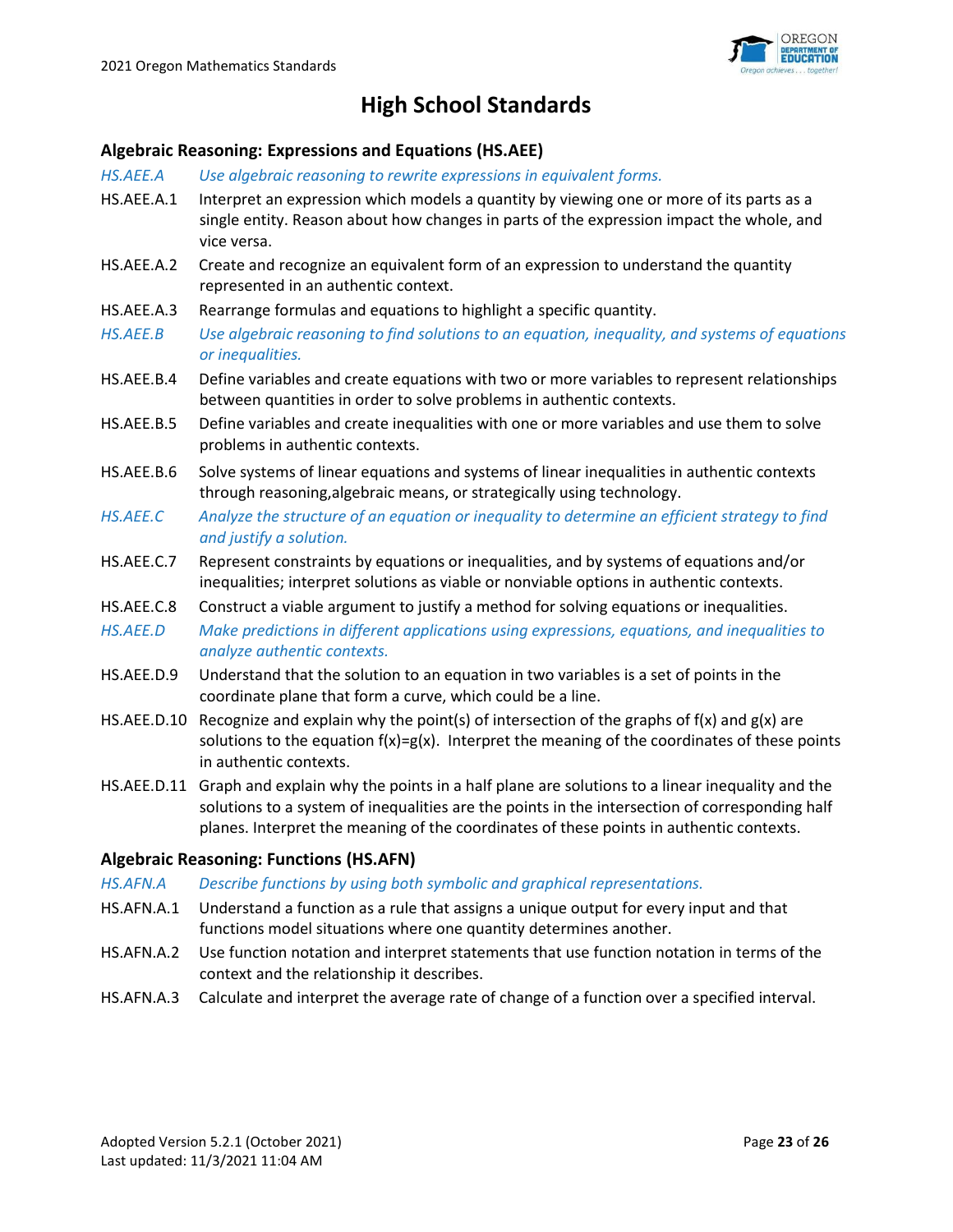# High School Standards

## Algebraic Reasoning: Expressions and Equations (HS.AEE)

*HS.AEE.A Use algebraic reasoning to rewrite expressions in equivalent forms.*

**HS.AEE.A.1** Interpret an expression which models a quantity by viewing one or more of its parts as a single entity. Reason about how changes in parts of the expression impact the whole, and vice versa.

**HS.AEE.A.2** Create and recognize an equivalent form of an expression to understand the quantity represented in an authentic context.

**HS.AEE.A.3** Rearrange formulas and equations to highlight a specific quantity.

*HS.AEE.B Use algebraic reasoning to find solutions to an equation, inequality, and systems of equations or inequalities.*

**HS.AEE.B.4** Define variables and create equations with two or more variables to represent relationships between quantities in order to solve problems in authentic contexts.

**HS.AEE.B.5** Define variables and create inequalities with one or more variables and use them to solve problems in authentic contexts.

**HS.AEE.B.6** Solve systems of linear equations and systems of linear inequalities in authentic contexts through reasoning,algebraic means, or strategically using technology.

*HS.AEE.C Analyze the structure of an equation or inequality to determine an efficient strategy to find and justify a solution.*

**HS.AEE.C.7** Represent constraints by equations or inequalities, and by systems of equations and/or inequalities; interpret solutions as viable or nonviable options in authentic contexts.

**HS.AEE.C.8** Construct a viable argument to justify a method for solving equations or inequalities.

*HS.AEE.D Make predictions in different applications using expressions, equations, and inequalities to analyze authentic contexts.*

**HS.AEE.D.9** Understand that the solution to an equation in two variables is a set of points in the coordinate plane that form a curve, which could be a line.

**HS.AEE.D.10** Recognize and explain why the point(s) of intersection of the graphs of $f(x)$ and $g(x)$ are solutions to the equation $f(x)=g(x)$. Interpret the meaning of the coordinates of these points in authentic contexts.

**HS.AEE.D.11** Graph and explain why the points in a half plane are solutions to a linear inequality and the solutions to a system of inequalities are the points in the intersection of corresponding half planes. Interpret the meaning of the coordinates of these points in authentic contexts.

## Algebraic Reasoning: Functions (HS.AFN)

*HS.AFN.A Describe functions by using both symbolic and graphical representations.*

**HS.AFN.A.1** Understand a function as a rule that assigns a unique output for every input and that functions model situations where one quantity determines another.

**HS.AFN.A.2** Use function notation and interpret statements that use function notation in terms of the context and the relationship it describes.

**HS.AFN.A.3** Calculate and interpret the average rate of change of a function over a specified interval.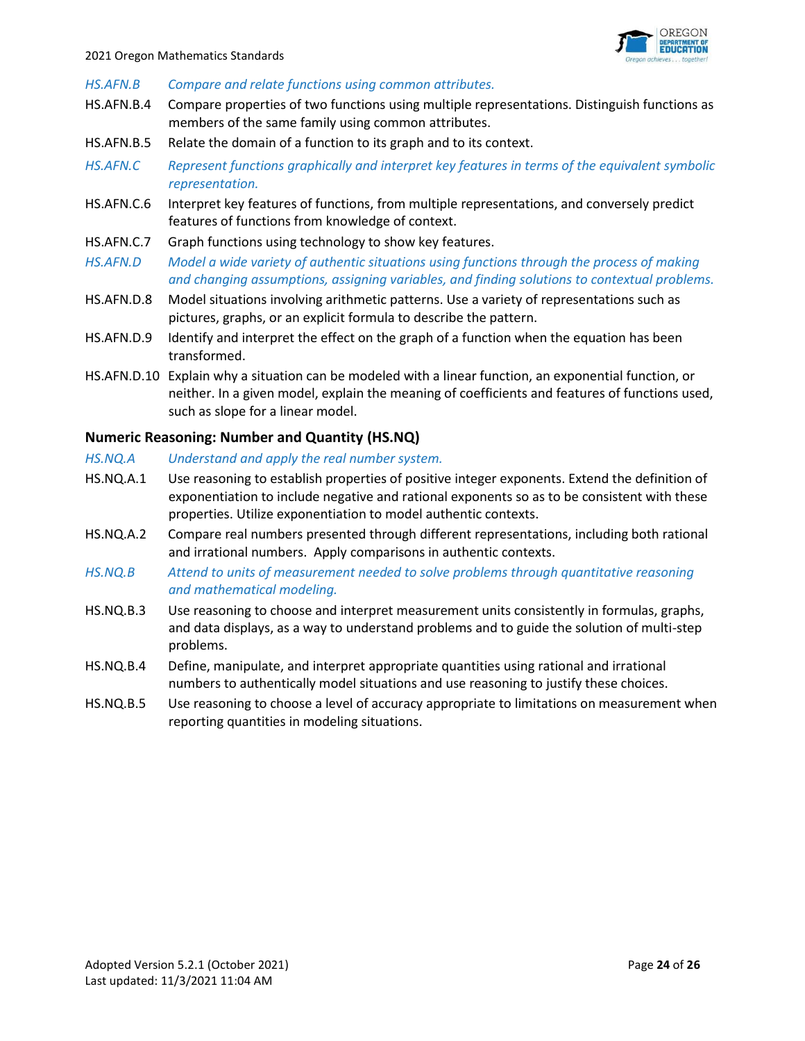*HS.AFN.B* *Compare and relate functions using common attributes.*

HS.AFN.B.4 Compare properties of two functions using multiple representations. Distinguish functions as members of the same family using common attributes.

HS.AFN.B.5 Relate the domain of a function to its graph and to its context.

*HS.AFN.C* *Represent functions graphically and interpret key features in terms of the equivalent symbolic representation.*

HS.AFN.C.6 Interpret key features of functions, from multiple representations, and conversely predict features of functions from knowledge of context.

HS.AFN.C.7 Graph functions using technology to show key features.

*HS.AFN.D* *Model a wide variety of authentic situations using functions through the process of making and changing assumptions, assigning variables, and finding solutions to contextual problems.*

HS.AFN.D.8 Model situations involving arithmetic patterns. Use a variety of representations such as pictures, graphs, or an explicit formula to describe the pattern.

HS.AFN.D.9 Identify and interpret the effect on the graph of a function when the equation has been transformed.

HS.AFN.D.10 Explain why a situation can be modeled with a linear function, an exponential function, or neither. In a given model, explain the meaning of coefficients and features of functions used, such as slope for a linear model.

### Numeric Reasoning: Number and Quantity (HS.NQ)

*HS.NQ.A* *Understand and apply the real number system.*

HS.NQ.A.1 Use reasoning to establish properties of positive integer exponents. Extend the definition of exponentiation to include negative and rational exponents so as to be consistent with these properties. Utilize exponentiation to model authentic contexts.

HS.NQ.A.2 Compare real numbers presented through different representations, including both rational and irrational numbers. Apply comparisons in authentic contexts.

*HS.NQ.B* *Attend to units of measurement needed to solve problems through quantitative reasoning and mathematical modeling.*

HS.NQ.B.3 Use reasoning to choose and interpret measurement units consistently in formulas, graphs, and data displays, as a way to understand problems and to guide the solution of multi-step problems.

HS.NQ.B.4 Define, manipulate, and interpret appropriate quantities using rational and irrational numbers to authentically model situations and use reasoning to justify these choices.

HS.NQ.B.5 Use reasoning to choose a level of accuracy appropriate to limitations on measurement when reporting quantities in modeling situations.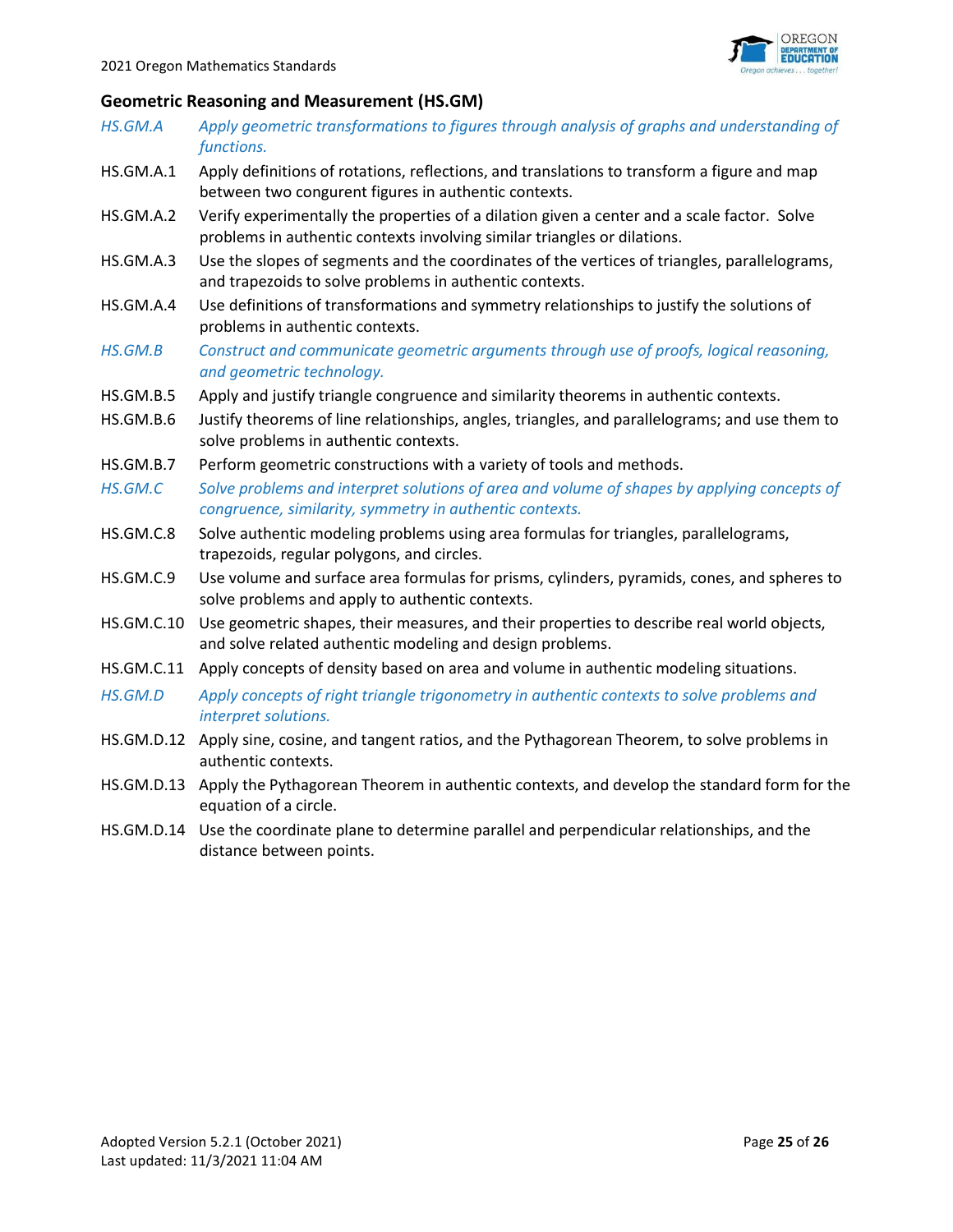## Geometric Reasoning and Measurement (HS.GM)

*HS.GM.A* *Apply geometric transformations to figures through analysis of graphs and understanding of functions.*

HS.GM.A.1 Apply definitions of rotations, reflections, and translations to transform a figure and map between two congruent figures in authentic contexts.

HS.GM.A.2 Verify experimentally the properties of a dilation given a center and a scale factor. Solve problems in authentic contexts involving similar triangles or dilations.

HS.GM.A.3 Use the slopes of segments and the coordinates of the vertices of triangles, parallelograms, and trapezoids to solve problems in authentic contexts.

HS.GM.A.4 Use definitions of transformations and symmetry relationships to justify the solutions of problems in authentic contexts.

*HS.GM.B* *Construct and communicate geometric arguments through use of proofs, logical reasoning, and geometric technology.*

HS.GM.B.5 Apply and justify triangle congruence and similarity theorems in authentic contexts.

HS.GM.B.6 Justify theorems of line relationships, angles, triangles, and parallelograms; and use them to solve problems in authentic contexts.

HS.GM.B.7 Perform geometric constructions with a variety of tools and methods.

*HS.GM.C* *Solve problems and interpret solutions of area and volume of shapes by applying concepts of congruence, similarity, symmetry in authentic contexts.*

HS.GM.C.8 Solve authentic modeling problems using area formulas for triangles, parallelograms, trapezoids, regular polygons, and circles.

HS.GM.C.9 Use volume and surface area formulas for prisms, cylinders, pyramids, cones, and spheres to solve problems and apply to authentic contexts.

HS.GM.C.10 Use geometric shapes, their measures, and their properties to describe real world objects, and solve related authentic modeling and design problems.

HS.GM.C.11 Apply concepts of density based on area and volume in authentic modeling situations.

*HS.GM.D* *Apply concepts of right triangle trigonometry in authentic contexts to solve problems and interpret solutions.*

HS.GM.D.12 Apply sine, cosine, and tangent ratios, and the Pythagorean Theorem, to solve problems in authentic contexts.

HS.GM.D.13 Apply the Pythagorean Theorem in authentic contexts, and develop the standard form for the equation of a circle.

HS.GM.D.14 Use the coordinate plane to determine parallel and perpendicular relationships, and the distance between points.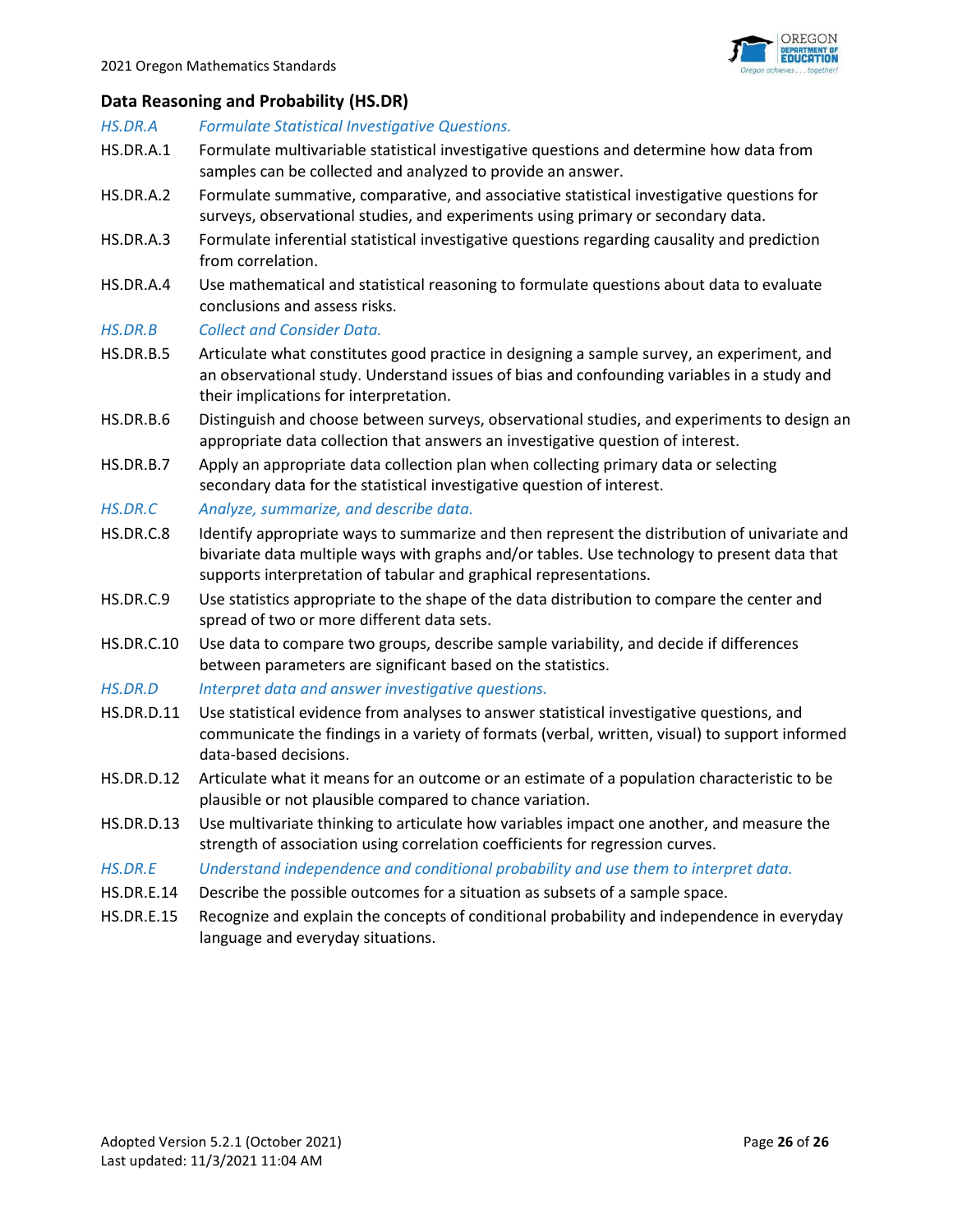### Data Reasoning and Probability (HS.DR)

*HS.DR.A* *Formulate Statistical Investigative Questions.*

HS.DR.A.1 Formulate multivariable statistical investigative questions and determine how data from samples can be collected and analyzed to provide an answer.

HS.DR.A.2 Formulate summative, comparative, and associative statistical investigative questions for surveys, observational studies, and experiments using primary or secondary data.

HS.DR.A.3 Formulate inferential statistical investigative questions regarding causality and prediction from correlation.

HS.DR.A.4 Use mathematical and statistical reasoning to formulate questions about data to evaluate conclusions and assess risks.

*HS.DR.B* *Collect and Consider Data.*

HS.DR.B.5 Articulate what constitutes good practice in designing a sample survey, an experiment, and an observational study. Understand issues of bias and confounding variables in a study and their implications for interpretation.

HS.DR.B.6 Distinguish and choose between surveys, observational studies, and experiments to design an appropriate data collection that answers an investigative question of interest.

HS.DR.B.7 Apply an appropriate data collection plan when collecting primary data or selecting secondary data for the statistical investigative question of interest.

*HS.DR.C* *Analyze, summarize, and describe data.*

HS.DR.C.8 Identify appropriate ways to summarize and then represent the distribution of univariate and bivariate data multiple ways with graphs and/or tables. Use technology to present data that supports interpretation of tabular and graphical representations.

HS.DR.C.9 Use statistics appropriate to the shape of the data distribution to compare the center and spread of two or more different data sets.

HS.DR.C.10 Use data to compare two groups, describe sample variability, and decide if differences between parameters are significant based on the statistics.

*HS.DR.D* *Interpret data and answer investigative questions.*

HS.DR.D.11 Use statistical evidence from analyses to answer statistical investigative questions, and communicate the findings in a variety of formats (verbal, written, visual) to support informed data-based decisions.

HS.DR.D.12 Articulate what it means for an outcome or an estimate of a population characteristic to be plausible or not plausible compared to chance variation.

HS.DR.D.13 Use multivariate thinking to articulate how variables impact one another, and measure the strength of association using correlation coefficients for regression curves.

*HS.DR.E* *Understand independence and conditional probability and use them to interpret data.*

HS.DR.E.14 Describe the possible outcomes for a situation as subsets of a sample space.

HS.DR.E.15 Recognize and explain the concepts of conditional probability and independence in everyday language and everyday situations.